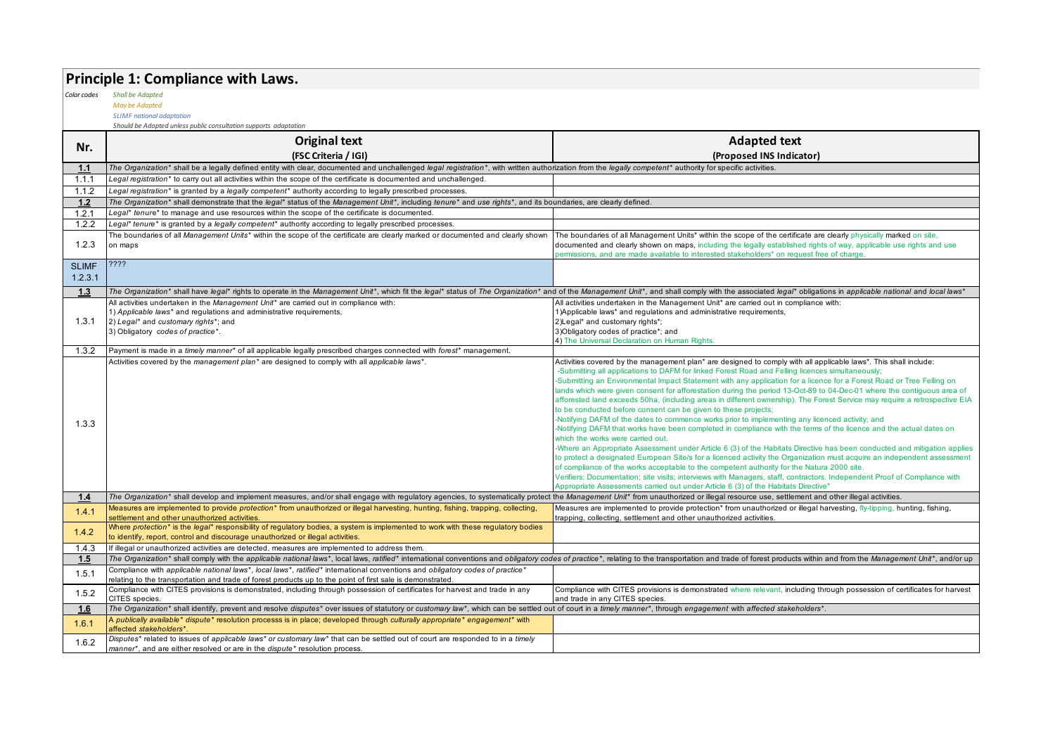# Principle 1: Compliance with Laws.

*Color codes*
*Shall be Adapted*
*May be Adapted*
*SLIMF national adaptation*
*Should be Adopted unless public consultation supports adaptation*

| Nr. | Original text (FSC Criteria / IGI) | Adapted text (Proposed INS Indicator) |
|---|---|---|
| **1.1** | *The Organization** shall be a legally defined entity with clear, documented and unchallenged *legal registration**, with written authorization from the *legally competent** authority for specific activities. | |
| 1.1.1 | *Legal registration** to carry out all activities within the scope of the certificate is documented and unchallenged. | |
| 1.1.2 | *Legal registration** is granted by a *legally competent** authority according to legally prescribed processes. | |
| **1.2** | *The Organization** shall demonstrate that the *legal** status of the *Management Unit**, including *tenure** and *use rights**, and its boundaries, are clearly defined. | |
| 1.2.1 | *Legal* tenure** to manage and use resources within the scope of the certificate is documented. | |
| 1.2.2 | *Legal* tenure** is granted by a *legally competent** authority according to legally prescribed processes. | |
| 1.2.3 | The boundaries of all *Management Units** within the scope of the certificate are clearly marked or documented and clearly shown on maps | The boundaries of all Management Units* within the scope of the certificate are clearly physically marked on site, documented and clearly shown on maps, including the legally established rights of way, applicable use rights and use permissions, and are made available to interested stakeholders* on request free of charge. |
| SLIMF 1.2.3.1 | ???? | |
| **1.3** | *The Organization** shall have *legal** rights to operate in the *Management Unit**, which fit the *legal** status of *The Organization** and of the *Management Unit**, and shall comply with the associated *legal** obligations in *applicable national* and *local laws** | |
| 1.3.1 | All activities undertaken in the *Management Unit** are carried out in compliance with:<br>1) *Applicable laws** and regulations and administrative requirements,<br>2) *Legal** and *customary rights**; and<br>3) Obligatory *codes of practice**. | All activities undertaken in the Management Unit* are carried out in compliance with:<br>1)Applicable laws* and regulations and administrative requirements,<br>2)Legal* and customary rights*;<br>3)Obligatory codes of practice*; and<br>4) The Universal Declaration on Human Rights. |
| 1.3.2 | Payment is made in a *timely manner** of all applicable legally prescribed charges connected with *forest** management. | |
| 1.3.3 | Activities covered by the *management plan** are designed to comply with all *applicable laws**. | Activities covered by the management plan* are designed to comply with all applicable laws*. This shall include:<br>-Submitting all applications to DAFM for linked Forest Road and Felling licences simultaneously;<br>-Submitting an Environmental Impact Statement with any application for a licence for a Forest Road or Tree Felling on lands which were given consent for afforestation during the period 13-Oct-89 to 04-Dec-01 where the contiguous area of afforested land exceeds 50ha, (including areas in different ownership). The Forest Service may require a retrospective EIA to be conducted before consent can be given to these projects;<br>-Notifying DAFM of the dates to commence works prior to implementing any licenced activity; and<br>-Notifying DAFM that works have been completed in compliance with the terms of the licence and the actual dates on which the works were carried out.<br>-Where an Appropriate Assessment under Article 6 (3) of the Habitats Directive has been conducted and mitigation applies to protect a designated European Site/s for a licenced activity the Organization must acquire an independent assessment of compliance of the works acceptable to the competent authority for the Natura 2000 site.<br>Verifiers: Documentation; site visits; interviews with Managers, staff, contractors. Independent Proof of Compliance with Appropriate Assessments carried out under Article 6 (3) of the Habitats Directive" |
| **1.4** | *The Organization** shall develop and implement measures, and/or shall engage with regulatory agencies, to systematically protect the *Management Unit** from unauthorized or illegal resource use, settlement and other illegal activities. | |
| 1.4.1 | Measures are implemented to provide *protection** from unauthorized or illegal harvesting, hunting, fishing, trapping, collecting, settlement and other unauthorized activities. | Measures are implemented to provide protection* from unauthorized or illegal harvesting, fly-tipping, hunting, fishing, trapping, collecting, settlement and other unauthorized activities. |
| 1.4.2 | Where *protection** is the *legal** responsibility of regulatory bodies, a system is implemented to work with these regulatory bodies to identify, report, control and discourage unauthorized or illegal activities. | |
| 1.4.3 | If illegal or unauthorized activities are detected, measures are implemented to address them. | |
| **1.5** | *The Organization** shall comply with the *applicable national laws**, local laws, *ratified** international conventions and *obligatory codes of practice**, relating to the transportation and trade of forest products within and from the *Management Unit**, and/or up | |
| 1.5.1 | Compliance with *applicable national laws**, *local laws**, *ratified** international conventions and *obligatory codes of practice** relating to the transportation and trade of forest products up to the point of first sale is demonstrated. | |
| 1.5.2 | Compliance with CITES provisions is demonstrated, including through possession of certificates for harvest and trade in any CITES species. | Compliance with CITES provisions is demonstrated where relevant, including through possession of certificates for harvest and trade in any CITES species. |
| **1.6** | *The Organization** shall identify, prevent and resolve *disputes** over issues of statutory or *customary law**, which can be settled out of court in a *timely manner**, through *engagement* with *affected stakeholders**. | |
| 1.6.1 | A *publically available* dispute** resolution processs is in place; developed through *culturally appropriate* engagement** with *affected stakeholders**. | |
| 1.6.2 | *Disputes** related to issues of *applicable laws* or customary law** that can be settled out of court are responded to in a *timely manner**, and are either resolved or are in the *dispute** resolution process. | |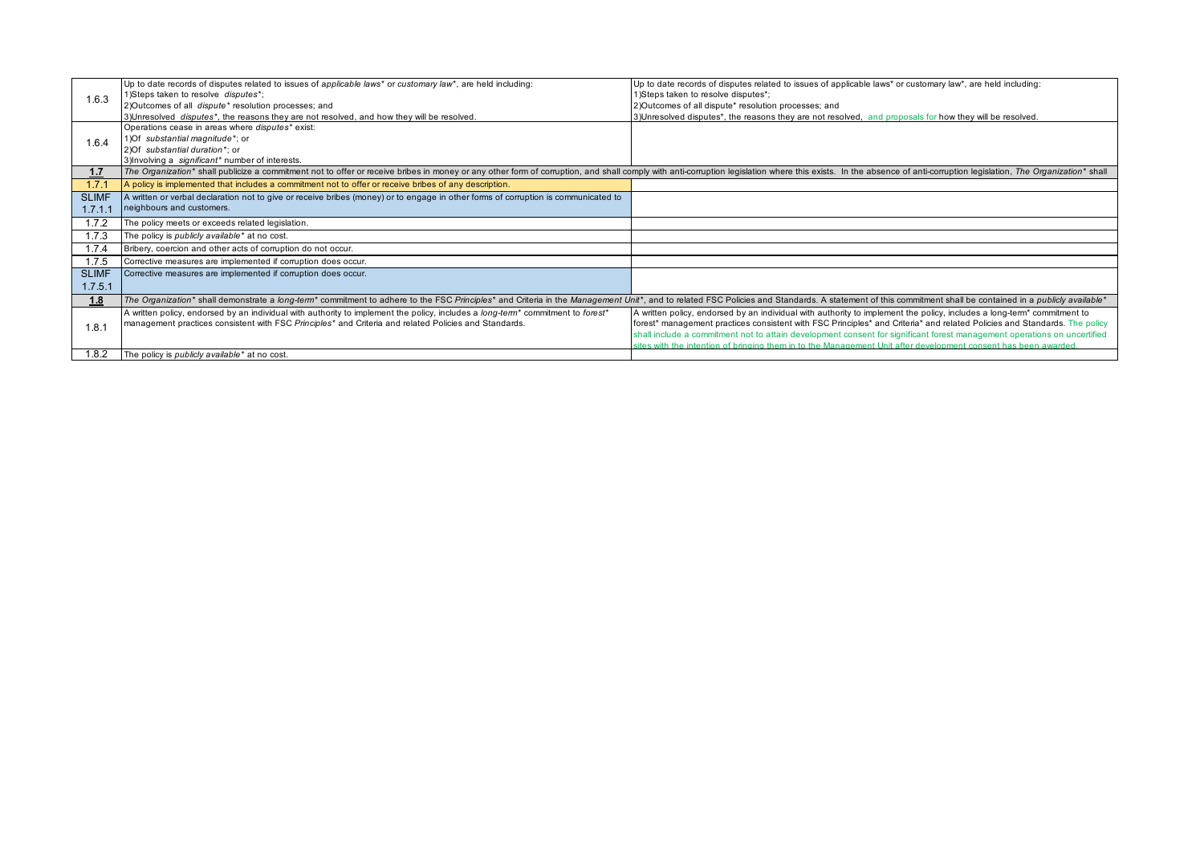| | | |
|---|---|---|
| 1.6.3 | Up to date records of disputes related to issues of *applicable laws** or *customary law**, are held including:<br>1)Steps taken to resolve *disputes**;<br>2)Outcomes of all *dispute** resolution processes; and<br>3)Unresolved *disputes**, the reasons they are not resolved, and how they will be resolved. | Up to date records of disputes related to issues of applicable laws* or customary law*, are held including:<br>1)Steps taken to resolve disputes*;<br>2)Outcomes of all dispute* resolution processes; and<br>3)Unresolved disputes*, the reasons they are not resolved, and proposals for how they will be resolved. |
| 1.6.4 | Operations cease in areas where *disputes** exist:<br>1)Of *substantial magnitude**; or<br>2)Of *substantial duration**; or<br>3)Involving a *significant** number of interests. | |
| **1.7** | *The Organization** shall publicize a commitment not to offer or receive bribes in money or any other form of corruption, and shall comply with anti-corruption legislation where this exists. In the absence of anti-corruption legislation, *The Organization** shall | |
| 1.7.1 | A policy is implemented that includes a commitment not to offer or receive bribes of any description. | |
| SLIMF 1.7.1.1 | A written or verbal declaration not to give or receive bribes (money) or to engage in other forms of corruption is communicated to neighbours and customers. | |
| 1.7.2 | The policy meets or exceeds related legislation. | |
| 1.7.3 | The policy is *publicly available** at no cost. | |
| 1.7.4 | Bribery, coercion and other acts of corruption do not occur. | |
| 1.7.5 | Corrective measures are implemented if corruption does occur. | |
| SLIMF 1.7.5.1 | Corrective measures are implemented if corruption does occur. | |
| **1.8** | *The Organization** shall demonstrate a *long-term** commitment to adhere to the FSC *Principles** and Criteria in the *Management Unit**, and to related FSC Policies and Standards. A statement of this commitment shall be contained in a *publicly available** | |
| 1.8.1 | A written policy, endorsed by an individual with authority to implement the policy, includes a *long-term** commitment to *forest** management practices consistent with FSC *Principles** and Criteria and related Policies and Standards. | A written policy, endorsed by an individual with authority to implement the policy, includes a long-term* commitment to forest* management practices consistent with FSC Principles* and Criteria* and related Policies and Standards. The policy shall include a commitment not to attain development consent for significant forest management operations on uncertified sites with the intention of bringing them in to the Management Unit after development consent has been awarded. |
| 1.8.2 | The policy is *publicly available** at no cost. | |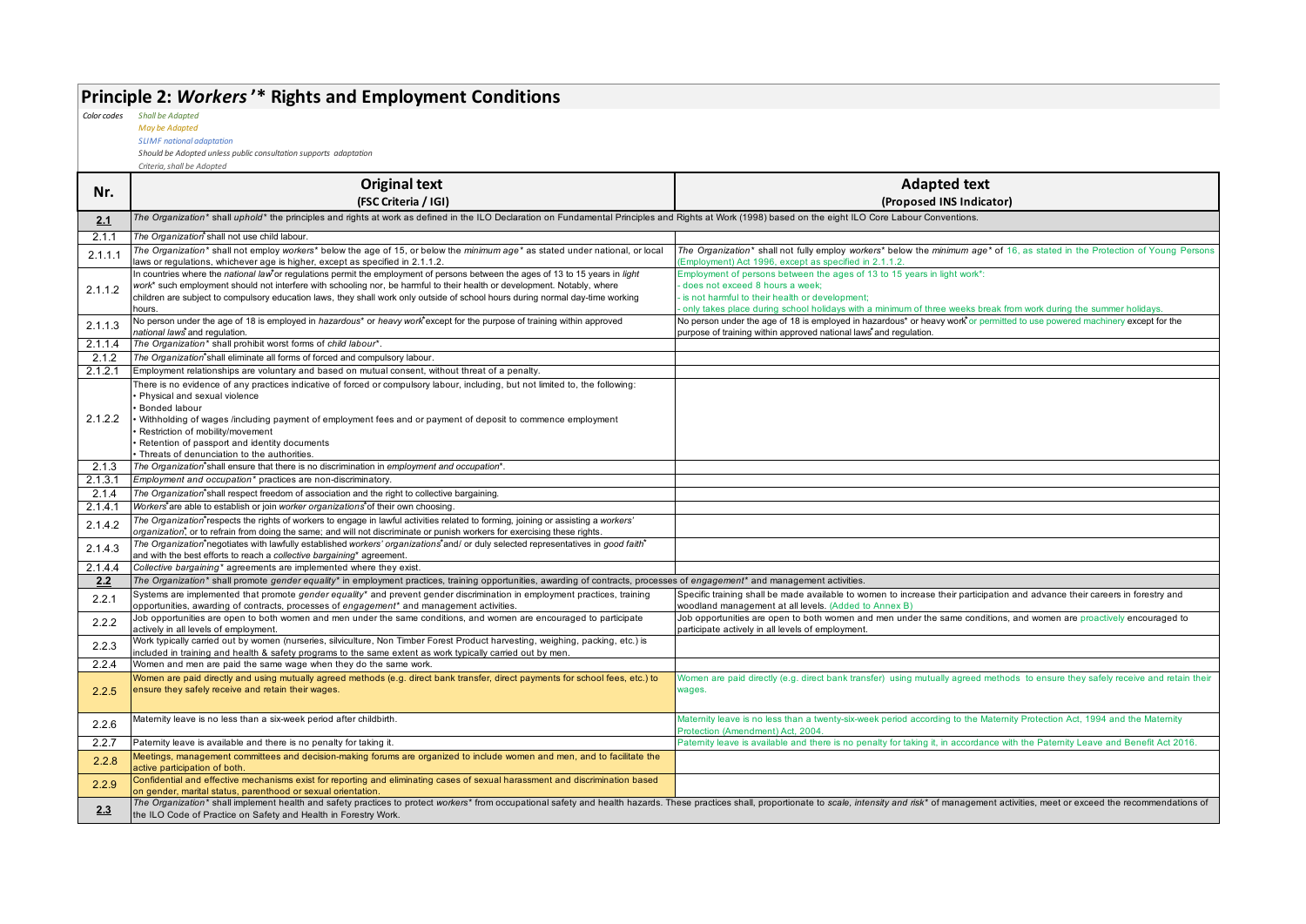## Principle 2: *Workers'** Rights and Employment Conditions

Color codes
- Shall be Adapted
- May be Adapted
- SLIMF national adaptation
- Should be Adopted unless public consultation supports adaptation
- Criteria, shall be Adopted

| Nr. | Original text (FSC Criteria / IGI) | Adapted text (Proposed INS Indicator) |
|---|---|---|
| **2.1** | *The Organization** shall *uphold** the principles and rights at work as defined in the ILO Declaration on Fundamental Principles and Rights at Work (1998) based on the eight ILO Core Labour Conventions. | |
| 2.1.1 | *The Organization** shall not use child labour. | |
| 2.1.1.1 | *The Organization** shall not employ *workers** below the age of 15, or below the *minimum age** as stated under national, or local laws or regulations, whichever age is higher, except as specified in 2.1.1.2. | *The Organization** shall not fully employ *workers** below the *minimum age** of 16, as stated in the Protection of Young Persons (Employment) Act 1996, except as specified in 2.1.1.2. |
| 2.1.1.2 | In countries where the *national law** or regulations permit the employment of persons between the ages of 13 to 15 years in *light work** such employment should not interfere with schooling nor, be harmful to their health or development. Notably, where children are subject to compulsory education laws, they shall work only outside of school hours during normal day-time working hours. | Employment of persons between the ages of 13 to 15 years in light work*:<br>- does not exceed 8 hours a week;<br>- is not harmful to their health or development;<br>- only takes place during school holidays with a minimum of three weeks break from work during the summer holidays. |
| 2.1.1.3 | No person under the age of 18 is employed in *hazardous** or *heavy work** except for the purpose of training within approved *national laws** and regulation. | No person under the age of 18 is employed in hazardous* or heavy work* or permitted to use powered machinery except for the purpose of training within approved national laws* and regulation. |
| 2.1.1.4 | *The Organization** shall prohibit worst forms of *child labour**. | |
| 2.1.2 | *The Organization** shall eliminate all forms of forced and compulsory labour. | |
| 2.1.2.1 | Employment relationships are voluntary and based on mutual consent, without threat of a penalty. | |
| 2.1.2.2 | There is no evidence of any practices indicative of forced or compulsory labour, including, but not limited to, the following:<br>• Physical and sexual violence<br>• Bonded labour<br>• Withholding of wages /including payment of employment fees and or payment of deposit to commence employment<br>• Restriction of mobility/movement<br>• Retention of passport and identity documents<br>• Threats of denunciation to the authorities. | |
| 2.1.3 | *The Organization** shall ensure that there is no discrimination in *employment and occupation**. | |
| 2.1.3.1 | *Employment and occupation** practices are non-discriminatory. | |
| 2.1.4 | *The Organization** shall respect freedom of association and the right to collective bargaining. | |
| 2.1.4.1 | *Workers** are able to establish or join *worker organizations** of their own choosing. | |
| 2.1.4.2 | *The Organization** respects the rights of workers to engage in lawful activities related to forming, joining or assisting a *workers' organization**, or to refrain from doing the same; and will not discriminate or punish workers for exercising these rights. | |
| 2.1.4.3 | *The Organization** negotiates with lawfully established *workers' organizations** and/ or duly selected representatives in *good faith** and with the best efforts to reach a *collective bargaining** agreement. | |
| 2.1.4.4 | *Collective bargaining** agreements are implemented where they exist. | |
| **2.2** | *The Organization** shall promote *gender equality** in employment practices, training opportunities, awarding of contracts, processes of *engagement** and management activities. | |
| 2.2.1 | Systems are implemented that promote *gender equality** and prevent gender discrimination in employment practices, training opportunities, awarding of contracts, processes of *engagement** and management activities. | Specific training shall be made available to women to increase their participation and advance their careers in forestry and woodland management at all levels. (Added to Annex B) |
| 2.2.2 | Job opportunities are open to both women and men under the same conditions, and women are encouraged to participate actively in all levels of employment. | Job opportunities are open to both women and men under the same conditions, and women are proactively encouraged to participate actively in all levels of employment. |
| 2.2.3 | Work typically carried out by women (nurseries, silviculture, Non Timber Forest Product harvesting, weighing, packing, etc.) is included in training and health & safety programs to the same extent as work typically carried out by men. | |
| 2.2.4 | Women and men are paid the same wage when they do the same work. | |
| 2.2.5 | Women are paid directly and using mutually agreed methods (e.g. direct bank transfer, direct payments for school fees, etc.) to ensure they safely receive and retain their wages. | Women are paid directly (e.g. direct bank transfer) using mutually agreed methods to ensure they safely receive and retain their wages. |
| 2.2.6 | Maternity leave is no less than a six-week period after childbirth. | Maternity leave is no less than a twenty-six-week period according to the Maternity Protection Act, 1994 and the Maternity Protection (Amendment) Act, 2004. |
| 2.2.7 | Paternity leave is available and there is no penalty for taking it. | Paternity leave is available and there is no penalty for taking it, in accordance with the Paternity Leave and Benefit Act 2016. |
| 2.2.8 | Meetings, management committees and decision-making forums are organized to include women and men, and to facilitate the active participation of both. | |
| 2.2.9 | Confidential and effective mechanisms exist for reporting and eliminating cases of sexual harassment and discrimination based on gender, marital status, parenthood or sexual orientation. | |
| **2.3** | *The Organization** shall implement health and safety practices to protect *workers** from occupational safety and health hazards. These practices shall, proportionate to *scale, intensity and risk** of management activities, meet or exceed the recommendations of the ILO Code of Practice on Safety and Health in Forestry Work. | |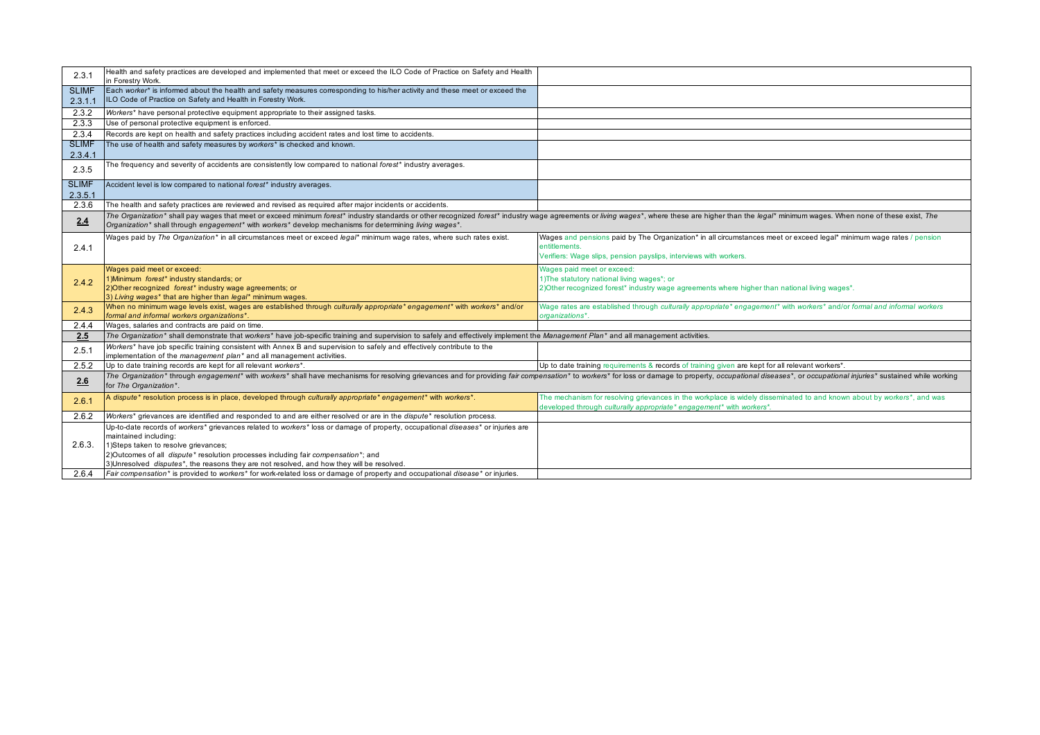| | | |
|---|---|---|
| 2.3.1 | Health and safety practices are developed and implemented that meet or exceed the ILO Code of Practice on Safety and Health in Forestry Work. | |
| SLIMF 2.3.1.1 | Each *worker** is informed about the health and safety measures corresponding to his/her activity and these meet or exceed the ILO Code of Practice on Safety and Health in Forestry Work. | |
| 2.3.2 | *Workers** have personal protective equipment appropriate to their assigned tasks. | |
| 2.3.3 | Use of personal protective equipment is enforced. | |
| 2.3.4 | Records are kept on health and safety practices including accident rates and lost time to accidents. | |
| SLIMF 2.3.4.1 | The use of health and safety measures by *workers** is checked and known. | |
| 2.3.5 | The frequency and severity of accidents are consistently low compared to national *forest** industry averages. | |
| SLIMF 2.3.5.1 | Accident level is low compared to national *forest** industry averages. | |
| 2.3.6 | The health and safety practices are reviewed and revised as required after major incidents or accidents. | |
| **2.4** | *The Organization** shall pay wages that meet or exceed minimum *forest** industry standards or other recognized *forest** industry wage agreements or *living wages**, where these are higher than the *legal** minimum wages. When none of these exist, *The Organization** shall through *engagement** with *workers** develop mechanisms for determining *living wages**. | |
| 2.4.1 | Wages paid by *The Organization** in all circumstances meet or exceed *legal** minimum wage rates, where such rates exist. | Wages and pensions paid by The Organization* in all circumstances meet or exceed legal* minimum wage rates / pension entitlements.<br>Verifiers: Wage slips, pension payslips, interviews with workers. |
| 2.4.2 | Wages paid meet or exceed:<br>1)Minimum *forest** industry standards; or<br>2)Other recognized *forest** industry wage agreements; or<br>3) *Living wages** that are higher than *legal** minimum wages. | Wages paid meet or exceed:<br>1)The statutory national living wages*; or<br>2)Other recognized forest* industry wage agreements where higher than national living wages*. |
| 2.4.3 | When no minimum wage levels exist, wages are established through *culturally appropriate* engagement** with *workers** and/or *formal and informal workers organizations**. | Wage rates are established through *culturally appropriate* engagement** with *workers** and/or *formal and informal workers organizations**. |
| 2.4.4 | Wages, salaries and contracts are paid on time. | |
| **2.5** | *The Organization** shall demonstrate that *workers** have job-specific training and supervision to safely and effectively implement the *Management Plan** and all management activities. | |
| 2.5.1 | *Workers** have job specific training consistent with Annex B and supervision to safely and effectively contribute to the implementation of the *management plan** and all management activities. | |
| 2.5.2 | Up to date training records are kept for all relevant *workers**. | Up to date training requirements & records of training given are kept for all relevant workers*. |
| **2.6** | *The Organization** through *engagement** with *workers** shall have mechanisms for resolving grievances and for providing *fair compensation** to *workers** for loss or damage to property, *occupational diseases**, or *occupational injuries** sustained while working for *The Organization**. | |
| 2.6.1 | A *dispute** resolution process is in place, developed through *culturally appropriate* engagement** with *workers**. | The mechanism for resolving grievances in the workplace is widely disseminated to and known about by *workers**, and was developed through *culturally appropriate* engagement** with *workers**. |
| 2.6.2 | *Workers** grievances are identified and responded to and are either resolved or are in the *dispute** resolution process. | |
| 2.6.3. | Up-to-date records of *workers** grievances related to *workers** loss or damage of property, occupational *diseases** or injuries are maintained including:<br>1)Steps taken to resolve grievances;<br>2)Outcomes of all *dispute** resolution processes including fair *compensation**; and<br>3)Unresolved *disputes**, the reasons they are not resolved, and how they will be resolved. | |
| 2.6.4 | *Fair compensation** is provided to *workers** for work-related loss or damage of property and occupational *disease** or injuries. | |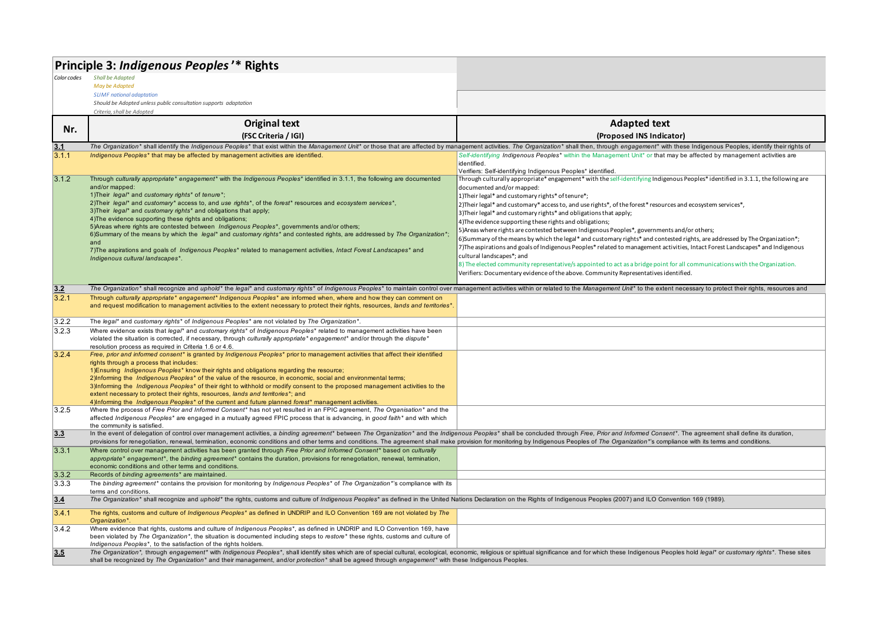# Principle 3: *Indigenous Peoples'** Rights

*Color codes*
- *Shall be Adapted*
- *May be Adapted*
- *SLIMF national adaptation*
- *Should be Adopted unless public consultation supports adaptation*
- *Criteria, shall be Adopted*

| Nr. | Original text (FSC Criteria / IGI) | Adapted text (Proposed INS Indicator) |
|---|---|---|
| **3.1** | *The Organization* shall identify the Indigenous Peoples* that exist within the Management Unit* or those that are affected by management activities. The Organization* shall then, through engagement* with these Indigenous Peoples, identify their rights of* | |
| 3.1.1 | *Indigenous Peoples** that may be affected by management activities are identified. | *Self-identifying Indigenous Peoples** within the Management Unit* or that may be affected by management activities are identified.<br>Verifiers: Self-identifying Indigenous Peoples* identified. |
| 3.1.2 | Through *culturally appropriate* engagement** with the *Indigenous Peoples** identified in 3.1.1, the following are documented and/or mapped:<br>1)Their *legal** and *customary rights** of *tenure**;<br>2)Their *legal** and *customary** access to, and *use rights**, of the *forest** resources and *ecosystem services**.<br>3)Their *legal** and *customary rights** and obligations that apply;<br>4)The evidence supporting these rights and obligations;<br>5)Areas where rights are contested between *Indigenous Peoples**, governments and/or others;<br>6)Summary of the means by which the *legal** and *customary rights** and contested rights, are addressed by *The Organization**; and<br>7)The aspirations and goals of *Indigenous Peoples** related to management activities, *Intact Forest Landscapes** and *Indigenous cultural landscapes**. | Through culturally appropriate* engagement* with the self-identifying Indigenous Peoples* identified in 3.1.1, the following are documented and/or mapped:<br>1)Their legal* and customary rights* of tenure*;<br>2)Their legal* and customary* access to, and use rights*, of the forest* resources and ecosystem services*,<br>3)Their legal* and customary rights* and obligations that apply;<br>4)The evidence supporting these rights and obligations;<br>5)Areas where rights are contested between Indigenous Peoples*, governments and/or others;<br>6)Summary of the means by which the legal* and customary rights* and contested rights, are addressed by The Organization*;<br>7)The aspirations and goals of Indigenous Peoples* related to management activities, Intact Forest Landscapes* and Indigenous cultural landscapes*; and<br>8) The elected community representative/s appointed to act as a bridge point for all communications with the Organization.<br>Verifiers: Documentary evidence of the above. Community Representatives identified. |
| **3.2** | *The Organization* shall recognize and uphold* the legal* and customary rights* of Indigenous Peoples* to maintain control over management activities within or related to the Management Unit* to the extent necessary to protect their rights, resources and* | |
| 3.2.1 | Through *culturally appropriate* engagement* Indigenous Peoples** are informed when, where and how they can comment on and request modification to management activities to the extent necessary to protect their rights, resources, *lands and territories**. | |
| 3.2.2 | The *legal** and *customary rights** of *Indigenous Peoples** are not violated by *The Organization**. | |
| 3.2.3 | Where evidence exists that *legal** and *customary rights** of *Indigenous Peoples** related to management activities have been violated the situation is corrected, if necessary, through *culturally appropriate* engagement** and/or through the *dispute** resolution process as required in Criteria 1.6 or 4.6. | |
| 3.2.4 | *Free, prior and informed consent** is granted by *Indigenous Peoples** prior to management activities that affect their identified rights through a process that includes:<br>1)Ensuring *Indigenous Peoples** know their rights and obligations regarding the resource;<br>2)Informing the *Indigenous Peoples** of the value of the resource, in economic, social and environmental terms;<br>3)Informing the *Indigenous Peoples** of their right to withhold or modify consent to the proposed management activities to the extent necessary to protect their rights, resources, *lands and territories**; and<br>4)Informing the *Indigenous Peoples** of the current and future planned *forest** management activities. | |
| 3.2.5 | Where the process of *Free Prior and Informed Consent** has not yet resulted in an FPIC agreement, *The Organisation** and the affected *Indigenous Peoples** are engaged in a mutually agreed FPIC process that is advancing, in *good faith** and with which the community is satisfied. | |
| **3.3** | *In the event of delegation of control over management activities, a binding agreement* between The Organization* and the Indigenous Peoples* shall be concluded through Free, Prior and Informed Consent*. The agreement shall define its duration, provisions for renegotiation, renewal, termination, economic conditions and other terms and conditions. The agreement shall make provision for monitoring by Indigenous Peoples of The Organization*'s compliance with its terms and conditions.* | |
| 3.3.1 | Where control over management activities has been granted through *Free Prior and Informed Consent** based on *culturally appropriate* engagement**, the *binding agreement** contains the duration, provisions for renegotiation, renewal, termination, economic conditions and other terms and conditions. | |
| 3.3.2 | Records of *binding agreements** are maintained. | |
| 3.3.3 | The *binding agreement** contains the provision for monitoring by *Indigenous Peoples** of *The Organization**'s compliance with its terms and conditions. | |
| **3.4** | *The Organization* shall recognize and uphold* the rights, customs and culture of Indigenous Peoples* as defined in the United Nations Declaration on the Rights of Indigenous Peoples (2007) and ILO Convention 169 (1989).* | |
| 3.4.1 | The rights, customs and culture of *Indigenous Peoples** as defined in UNDRIP and ILO Convention 169 are not violated by *The Organization**. | |
| 3.4.2 | Where evidence that rights, customs and culture of *Indigenous Peoples**, as defined in UNDRIP and ILO Convention 169, have been violated by *The Organization**, the situation is documented including steps to *restore** these rights, customs and culture of *Indigenous Peoples**, to the satisfaction of the rights holders. | |
| **3.5** | *The Organization*, through engagement* with Indigenous Peoples*, shall identify sites which are of special cultural, ecological, economic, religious or spiritual significance and for which these Indigenous Peoples hold legal* or customary rights*. These sites shall be recognized by The Organization* and their management, and/or protection* shall be agreed through engagement* with these Indigenous Peoples.* | |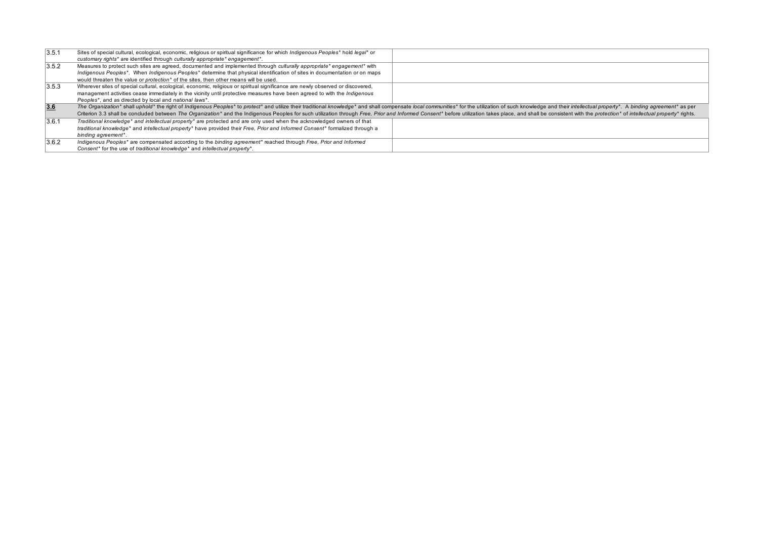| | | |
|---|---|---|
| 3.5.1 | Sites of special cultural, ecological, economic, religious or spiritual significance for which *Indigenous Peoples** hold *legal** or *customary rights** are identified through *culturally appropriate* engagement**. | |
| 3.5.2 | Measures to protect such sites are agreed, documented and implemented through *culturally appropriate* engagement** with *Indigenous Peoples**. When *Indigenous Peoples** determine that physical identification of sites in documentation or on maps would threaten the value or *protection** of the sites, then other means will be used. | |
| 3.5.3 | Wherever sites of special cultural, ecological, economic, religious or spiritual significance are newly observed or discovered, management activities cease immediately in the vicinity until protective measures have been agreed to with the *Indigenous Peoples**, and as directed by local and *national laws**. | |
| **3.6** | *The Organization** shall *uphold** the right of *Indigenous Peoples** to *protect** and utilize their traditional *knowledge** and shall compensate *local communities** for the utilization of such knowledge and their *intellectual property**. A *binding agreement** as per Criterion 3.3 shall be concluded between *The Organization** and the Indigenous Peoples for such utilization through *Free, Prior and Informed Consent** before utilization takes place, and shall be consistent with the *protection** of *intellectual property** rights. | |
| 3.6.1 | *Traditional knowledge* and intellectual property** are protected and are only used when the acknowledged owners of that *traditional knowledge** and *intellectual property** have provided their *Free, Prior and Informed Consent** formalized through a *binding agreement**. | |
| 3.6.2 | *Indigenous Peoples** are compensated according to the *binding agreement** reached through *Free, Prior and Informed Consent** for the use of *traditional knowledge** and *intellectual property**. | |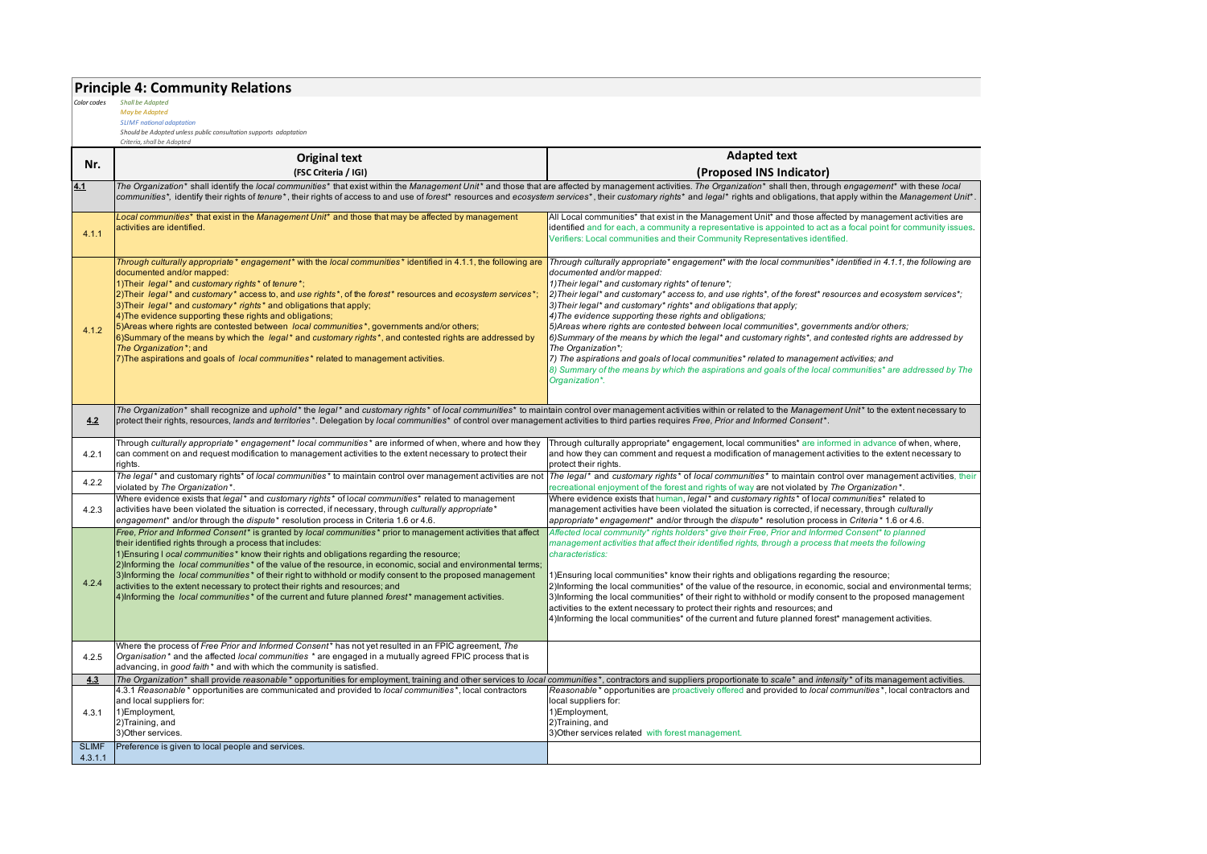## Principle 4: Community Relations

*Color codes*
*Shall be Adapted*
*May be Adapted*
*SLIMF national adaptation*
*Should be Adopted unless public consultation supports adaptation*
*Criteria, shall be Adopted*

| Nr. | Original text (FSC Criteria / IGI) | Adapted text (Proposed INS Indicator) |
|---|---|---|
| **4.1** | *The Organization\** shall identify the *local communities\** that exist within the *Management Unit\** and those that are affected by management activities. *The Organization\** shall then, through *engagement\** with these *local communities\**, identify their rights of *tenure\**, their rights of access to and use of *forest\** resources and *ecosystem services\**, their *customary rights\** and *legal\** rights and obligations, that apply within the *Management Unit\**. | |
| 4.1.1 | *Local communities\** that exist in the *Management Unit\** and those that may be affected by management activities are identified. | All Local communities\* that exist in the Management Unit\* and those affected by management activities are identified and for each, a community a representative is appointed to act as a focal point for community issues. Verifiers: Local communities and their Community Representatives identified. |
| 4.1.2 | *Through culturally appropriate\* engagement\** with the *local communities\** identified in 4.1.1, the following are documented and/or mapped:<br>1)Their *legal\** and *customary rights\** of *tenure\**;<br>2)Their *legal\** and *customary\** access to, and *use rights\**, of the *forest\** resources and *ecosystem services\**;<br>3)Their *legal\** and *customary\* rights\** and obligations that apply;<br>4)The evidence supporting these rights and obligations;<br>5)Areas where rights are contested between *local communities\**, governments and/or others;<br>6)Summary of the means by which the *legal\** and *customary rights\**, and contested rights are addressed by *The Organization\**; and<br>7)The aspirations and goals of *local communities\** related to management activities. | *Through culturally appropriate\* engagement\* with the local communities\* identified in 4.1.1, the following are documented and/or mapped:*<br>*1)Their legal\* and customary rights\* of tenure\*;*<br>*2)Their legal\* and customary\* access to, and use rights\*, of the forest\* resources and ecosystem services\*;*<br>*3)Their legal\* and customary\* rights\* and obligations that apply;*<br>*4)The evidence supporting these rights and obligations;*<br>*5)Areas where rights are contested between local communities\*, governments and/or others;*<br>*6)Summary of the means by which the legal\* and customary rights\*, and contested rights are addressed by The Organization\*;*<br>*7) The aspirations and goals of local communities\* related to management activities; and*<br>*8) Summary of the means by which the aspirations and goals of the local communities\* are addressed by The Organization\*.* |
| **4.2** | *The Organization\** shall recognize and *uphold\** the *legal\** and *customary rights\** of *local communities\** to maintain control over management activities within or related to the *Management Unit\** to the extent necessary to protect their rights, resources, *lands and territories\**. Delegation by *local communities\** of control over management activities to third parties requires *Free, Prior and Informed Consent\**. | |
| 4.2.1 | Through *culturally appropriate\* engagement\* local communities\** are informed of when, where and how they can comment on and request modification to management activities to the extent necessary to protect their rights. | Through culturally appropriate\* engagement, local communities\* are informed in advance of when, where, and how they can comment and request a modification of management activities to the extent necessary to protect their rights. |
| 4.2.2 | *The legal\** and customary rights\* of *local communities\** to maintain control over management activities are not violated by *The Organization\**. | *The legal\** and *customary rights\** of *local communities\** to maintain control over management activities, their recreational enjoyment of the forest and rights of way are not violated by *The Organization\**. |
| 4.2.3 | Where evidence exists that *legal\** and *customary rights\** of *local communities\** related to management activities have been violated the situation is corrected, if necessary, through *culturally appropriate\* engagement\** and/or through the *dispute\** resolution process in Criteria 1.6 or 4.6. | Where evidence exists that human, *legal\** and *customary rights\** of *local communities\** related to management activities have been violated the situation is corrected, if necessary, through *culturally appropriate\* engagement\** and/or through the *dispute\** resolution process in *Criteria\** 1.6 or 4.6. |
| 4.2.4 | *Free, Prior and Informed Consent\** is granted by *local communities\** prior to management activities that affect their identified rights through a process that includes:<br>1)Ensuring l *ocal communities\** know their rights and obligations regarding the resource;<br>2)Informing the *local communities\** of the value of the resource, in economic, social and environmental terms;<br>3)Informing the *local communities\** of their right to withhold or modify consent to the proposed management activities to the extent necessary to protect their rights and resources; and<br>4)Informing the *local communities\** of the current and future planned *forest\** management activities. | *Affected local community\* rights holders\* give their Free, Prior and Informed Consent\* to planned management activities that affect their identified rights, through a process that meets the following characteristics:*<br><br>1)Ensuring local communities\* know their rights and obligations regarding the resource;<br>2)Informing the local communities\* of the value of the resource, in economic, social and environmental terms;<br>3)Informing the local communities\* of their right to withhold or modify consent to the proposed management activities to the extent necessary to protect their rights and resources; and<br>4)Informing the local communities\* of the current and future planned forest\* management activities. |
| 4.2.5 | Where the process of *Free Prior and Informed Consent\** has not yet resulted in an FPIC agreement, *The Organisation\** and the affected *local communities \** are engaged in a mutually agreed FPIC process that is advancing, in *good faith\** and with which the community is satisfied. | |
| **4.3** | *The Organization\** shall provide *reasonable\** opportunities for employment, training and other services to *local communities\**, contractors and suppliers proportionate to *scale\** and *intensity\** of its management activities. | |
| 4.3.1 | 4.3.1 *Reasonable\** opportunities are communicated and provided to *local communities\**, local contractors and local suppliers for:<br>1)Employment,<br>2)Training, and<br>3)Other services. | *Reasonable\** opportunities are proactively offered and provided to *local communities\**, local contractors and local suppliers for:<br>1)Employment,<br>2)Training, and<br>3)Other services related with forest management. |
| SLIMF 4.3.1.1 | Preference is given to local people and services. | |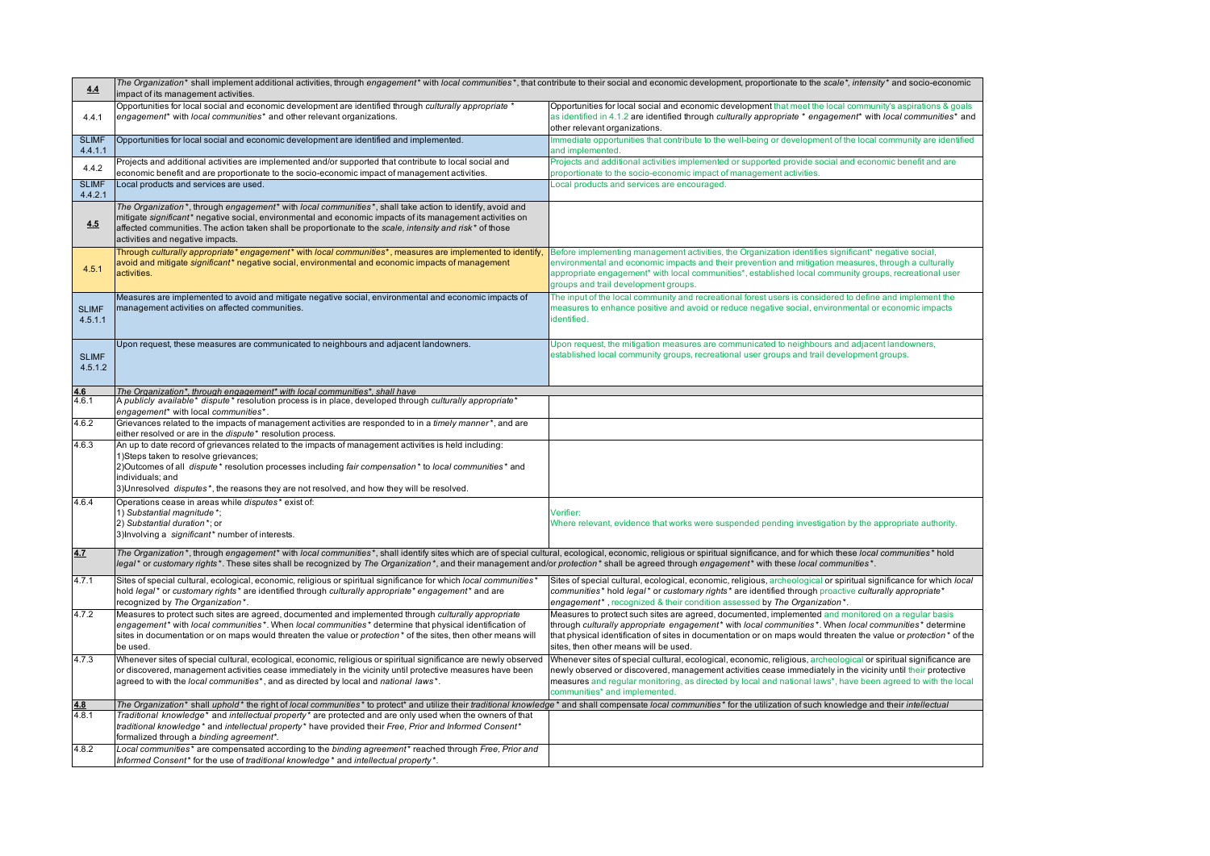| | | |
|---|---|---|
| **4.4** | *The Organization** shall implement additional activities, through *engagement** with *local communities**, that contribute to their social and economic development, proportionate to the *scale**, *intensity** and socio-economic impact of its management activities. | |
| 4.4.1 | Opportunities for local social and economic development are identified through *culturally appropriate* * *engagement** with *local communities** and other relevant organizations. | Opportunities for local social and economic development that meet the local community's aspirations & goals as identified in 4.1.2 are identified through *culturally appropriate* * *engagement** with *local communities** and other relevant organizations. |
| SLIMF 4.4.1.1 | Opportunities for local social and economic development are identified and implemented. | Immediate opportunities that contribute to the well-being or development of the local community are identified and implemented. |
| 4.4.2 | Projects and additional activities are implemented and/or supported that contribute to local social and economic benefit and are proportionate to the socio-economic impact of management activities. | Projects and additional activities implemented or supported provide social and economic benefit and are proportionate to the socio-economic impact of management activities. |
| SLIMF 4.4.2.1 | Local products and services are used. | Local products and services are encouraged. |
| **4.5** | *The Organization**, through *engagement** with *local communities**, shall take action to identify, avoid and mitigate *significant** negative social, environmental and economic impacts of its management activities on affected communities. The action taken shall be proportionate to the *scale, intensity and risk** of those activities and negative impacts. | |
| 4.5.1 | Through *culturally appropriate* engagement** with *local communities**, measures are implemented to identify, avoid and mitigate *significant** negative social, environmental and economic impacts of management activities. | Before implementing management activities, the Organization identifies significant* negative social, environmental and economic impacts and their prevention and mitigation measures, through a culturally appropriate engagement* with local communities*, established local community groups, recreational user groups and trail development groups. |
| SLIMF 4.5.1.1 | Measures are implemented to avoid and mitigate negative social, environmental and economic impacts of management activities on affected communities. | The input of the local community and recreational forest users is considered to define and implement the measures to enhance positive and avoid or reduce negative social, environmental or economic impacts identified. |
| SLIMF 4.5.1.2 | Upon request, these measures are communicated to neighbours and adjacent landowners. | Upon request, the mitigation measures are communicated to neighbours and adjacent landowners, established local community groups, recreational user groups and trail development groups. |
| **4.6** | *The Organization*, through engagement* with local communities*, shall have* | |
| 4.6.1 | A *publicly available** *dispute** resolution process is in place, developed through *culturally appropriate** *engagement** with local *communities**. | |
| 4.6.2 | Grievances related to the impacts of management activities are responded to in a *timely manner**, and are either resolved or are in the *dispute** resolution process. | |
| 4.6.3 | An up to date record of grievances related to the impacts of management activities is held including:<br>1)Steps taken to resolve grievances;<br>2)Outcomes of all *dispute** resolution processes including *fair compensation** to *local communities** and individuals; and<br>3)Unresolved *disputes**, the reasons they are not resolved, and how they will be resolved. | |
| 4.6.4 | Operations cease in areas while *disputes** exist of:<br>1) *Substantial magnitude**;<br>2) *Substantial duration**; or<br>3)Involving a *significant** number of interests. | Verifier:<br>Where relevant, evidence that works were suspended pending investigation by the appropriate authority. |
| **4.7** | *The Organization**, through *engagement** with *local communities**, shall identify sites which are of special cultural, ecological, economic, religious or spiritual significance, and for which these *local communities** hold *legal** or *customary rights**. These sites shall be recognized by *The Organization**, and their management and/or *protection** shall be agreed through *engagement** with these *local communities**. | |
| 4.7.1 | Sites of special cultural, ecological, economic, religious or spiritual significance for which *local communities** hold *legal** or *customary rights** are identified through *culturally appropriate* engagement** and are recognized by *The Organization**. | Sites of special cultural, ecological, economic, religious, archeological or spiritual significance for which *local communities** hold *legal** or *customary rights** are identified through proactive *culturally appropriate* *engagement**, recognized & their condition assessed by *The Organization**. |
| 4.7.2 | Measures to protect such sites are agreed, documented and implemented through *culturally appropriate engagement** with *local communities**. When *local communities** determine that physical identification of sites in documentation or on maps would threaten the value or *protection** of the sites, then other means will be used. | Measures to protect such sites are agreed, documented, implemented and monitored on a regular basis through *culturally appropriate engagement** with *local communities**. When *local communities** determine that physical identification of sites in documentation or on maps would threaten the value or *protection** of the sites, then other means will be used. |
| 4.7.3 | Whenever sites of special cultural, ecological, economic, religious or spiritual significance are newly observed or discovered, management activities cease immediately in the vicinity until protective measures have been agreed to with the *local communities**, and as directed by local and *national laws**. | Whenever sites of special cultural, ecological, economic, religious, archeological or spiritual significance are newly observed or discovered, management activities cease immediately in the vicinity until their protective measures and regular monitoring, as directed by local and national laws*, have been agreed to with the local communities* and implemented. |
| **4.8** | *The Organization** shall *uphold** the right of *local communities** to protect* and utilize their *traditional knowledge** and shall compensate *local communities** for the utilization of such knowledge and their *intellectual* | |
| 4.8.1 | *Traditional knowledge** and *intellectual property** are protected and are only used when the owners of that *traditional knowledge** and *intellectual property** have provided their *Free, Prior and Informed Consent** formalized through a *binding agreement**. | |
| 4.8.2 | *Local communities** are compensated according to the *binding agreement** reached through *Free, Prior and Informed Consent** for the use of *traditional knowledge** and *intellectual property**. | |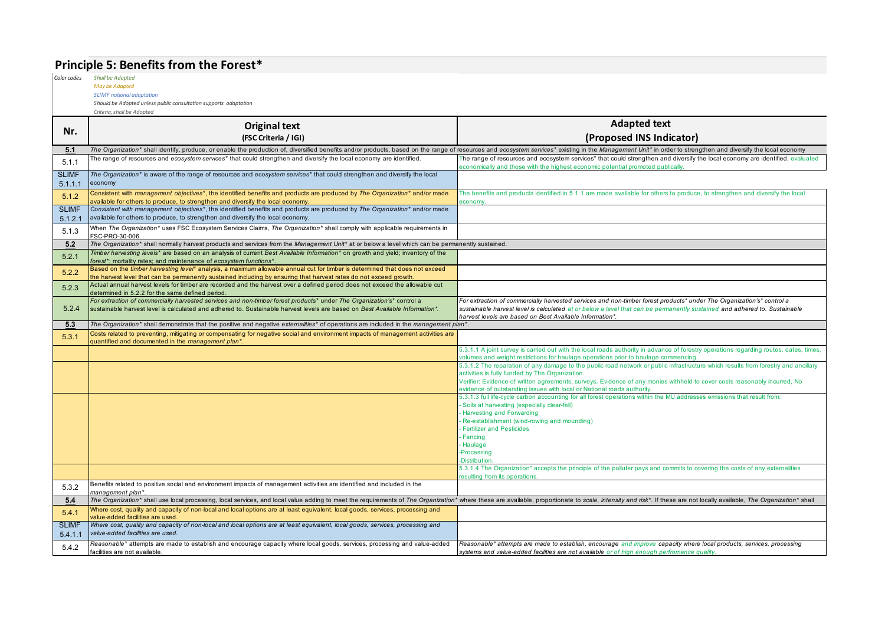## Principle 5: Benefits from the Forest*

*Color codes*
*Shall be Adapted*
*May be Adapted*
*SLIMF national adaptation*
*Should be Adopted unless public consultation supports adaptation*
*Criteria, shall be Adopted*

| Nr. | Original text (FSC Criteria / IGI) | Adapted text (Proposed INS Indicator) |
|---|---|---|
| **5.1** | *The Organization** shall identify, produce, or enable the production of, diversified benefits and/or products, based on the range of resources and *ecosystem services** existing in the *Management Unit** in order to strengthen and diversify the local economy | |
| 5.1.1 | The range of resources and *ecosystem services** that could strengthen and diversify the local economy are identified. | The range of resources and ecosystem services* that could strengthen and diversify the local economy are identified, evaluated economically and those with the highest economic potential promoted publically. |
| SLIMF 5.1.1.1 | *The Organization** is aware of the range of resources and *ecosystem services** that could strengthen and diversify the local economy | |
| 5.1.2 | Consistent with *management objectives**, the identified benefits and products are produced by *The Organization** and/or made available for others to produce, to strengthen and diversify the local economy. | The benefits and products identified in 5.1.1 are made available for others to produce, to strengthen and diversify the local economy. |
| SLIMF 5.1.2.1 | *Consistent with management objectives*, the identified benefits and products are produced by The Organization* and/or made available for others to produce, to strengthen and diversify the local economy.* | |
| 5.1.3 | When *The Organization** uses FSC Ecosystem Services Claims, *The Organization** shall comply with applicable requirements in FSC-PRO-30-006. | |
| **5.2** | *The Organization** shall normally harvest products and services from the *Management Unit** at or below a level which can be permanently sustained. | |
| 5.2.1 | *Timber harvesting levels** are based on an analysis of current *Best Available Information** on growth and yield; inventory of the *forest**; mortality rates; and maintenance of *ecosystem functions**. | |
| 5.2.2 | Based on the *timber harvesting level** analysis, a maximum allowable annual cut for timber is determined that does not exceed the harvest level that can be permanently sustained including by ensuring that harvest rates do not exceed growth. | |
| 5.2.3 | Actual annual harvest levels for timber are recorded and the harvest over a defined period does not exceed the allowable cut determined in 5.2.2 for the same defined period. | |
| 5.2.4 | *For extraction of commercially harvested services and non-timber forest products** under *The Organization's** control a sustainable harvest level is calculated and adhered to. Sustainable harvest levels are based on *Best Available Information**. | *For extraction of commercially harvested services and non-timber forest products* under The Organization's* control a sustainable harvest level is calculated at or below a level that can be permanently sustained and adhered to. Sustainable harvest levels are based on Best Available Information*.* |
| **5.3** | *The Organization** shall demonstrate that the positive and negative *externalities** of operations are included in the *management plan**. | |
| 5.3.1 | Costs related to preventing, mitigating or compensating for negative social and environment impacts of management activities are quantified and documented in the *management plan**. | |
| | | 5.3.1.1 A joint survey is carried out with the local roads authority in advance of forestry operations regarding routes, dates, times, volumes and weight restrictions for haulage operations prior to haulage commencing. |
| | | 5.3.1.2 The reparation of any damage to the public road network or public infrastructure which results from forestry and ancillary activities is fully funded by The Organization.<br>Verifier: Evidence of written agreements, surveys, Evidence of any monies withheld to cover costs reasonably incurred, No evidence of outstanding issues with local or National roads authority. |
| | | 5.3.1.3 full life-cycle carbon accounting for all forest operations within the MU addresses emissions that result from:<br>- Soils at harvesting (especially clear-fell)<br>- Harvesting and Forwarding<br>- Re-establishment (wind-rowing and mounding)<br>- Fertilizer and Pesticides<br>- Fencing<br>- Haulage<br>-Processing<br>-Distribution. |
| | | 5.3.1.4 The Organization* accepts the principle of the polluter pays and commits to covering the costs of any externalities resulting from its operations. |
| 5.3.2 | Benefits related to positive social and environment impacts of management activities are identified and included in the *management plan**. | |
| **5.4** | *The Organization** shall use local processing, local services, and local value adding to meet the requirements of *The Organization** where these are available, proportionate to *scale, intensity and risk**. If these are not locally available, *The Organization** shall | |
| 5.4.1 | Where cost, quality and capacity of non-local and local options are at least equivalent, local goods, services, processing and value-added facilities are used. | |
| SLIMF 5.4.1.1 | *Where cost, quality and capacity of non-local and local options are at least equivalent, local goods, services, processing and value-added facilities are used.* | |
| 5.4.2 | *Reasonable** attempts are made to establish and encourage capacity where local goods, services, processing and value-added facilities are not available. | *Reasonable* attempts are made to establish, encourage and improve capacity where local products, services, processing systems and value-added facilities are not available or of high enough perfromance quality.* |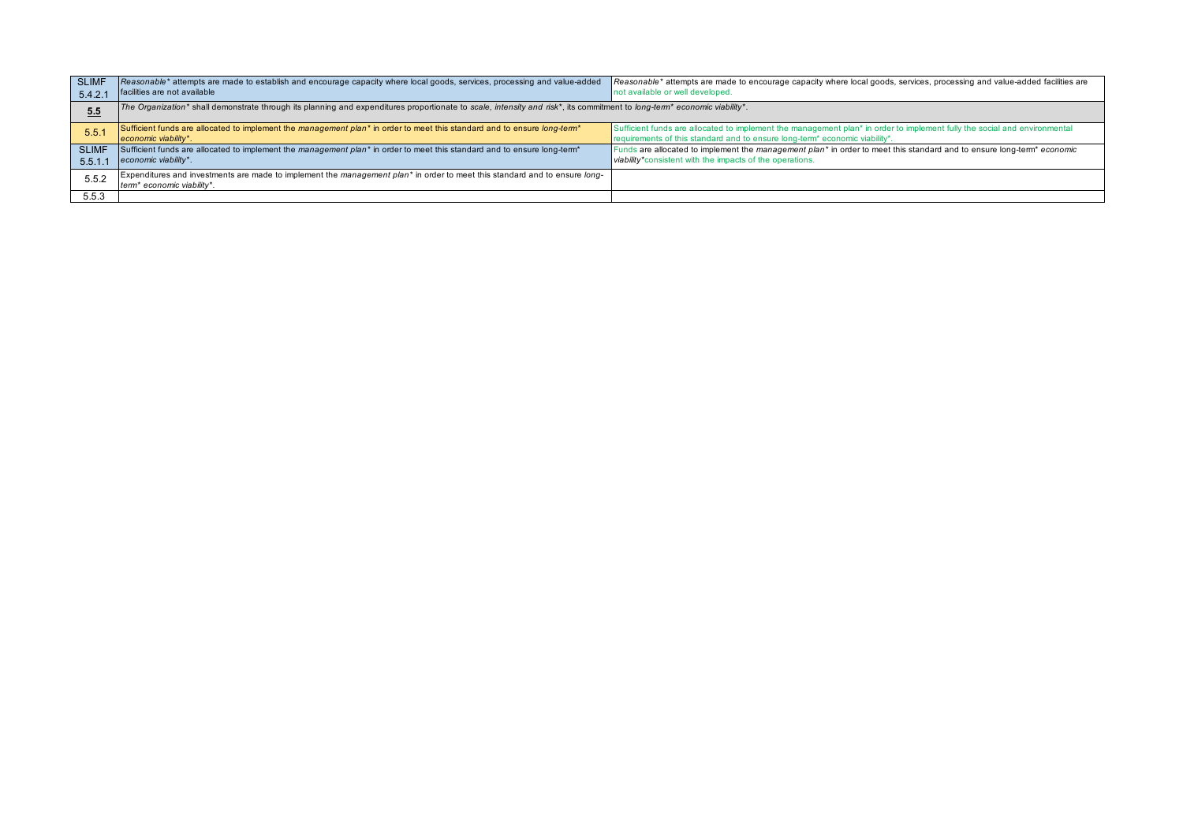| | | |
|---|---|---|
| SLIMF 5.4.2.1 | *Reasonable** attempts are made to establish and encourage capacity where local goods, services, processing and value-added facilities are not available | *Reasonable** attempts are made to encourage capacity where local goods, services, processing and value-added facilities are not available or well developed. |
| **5.5** | *The Organization** shall demonstrate through its planning and expenditures proportionate to *scale, intensity and risk**, its commitment to *long-term* economic viability**. | |
| 5.5.1 | Sufficient funds are allocated to implement the *management plan** in order to meet this standard and to ensure *long-term* economic viability**. | Sufficient funds are allocated to implement the management plan* in order to implement fully the social and environmental requirements of this standard and to ensure long-term* economic viability*. |
| SLIMF 5.5.1.1 | Sufficient funds are allocated to implement the *management plan** in order to meet this standard and to ensure long-term* *economic viability**. | Funds are allocated to implement the *management plan** in order to meet this standard and to ensure long-term* *economic viability**consistent with the impacts of the operations. |
| 5.5.2 | Expenditures and investments are made to implement the *management plan** in order to meet this standard and to ensure *long-term* economic viability**. | |
| 5.5.3 | | |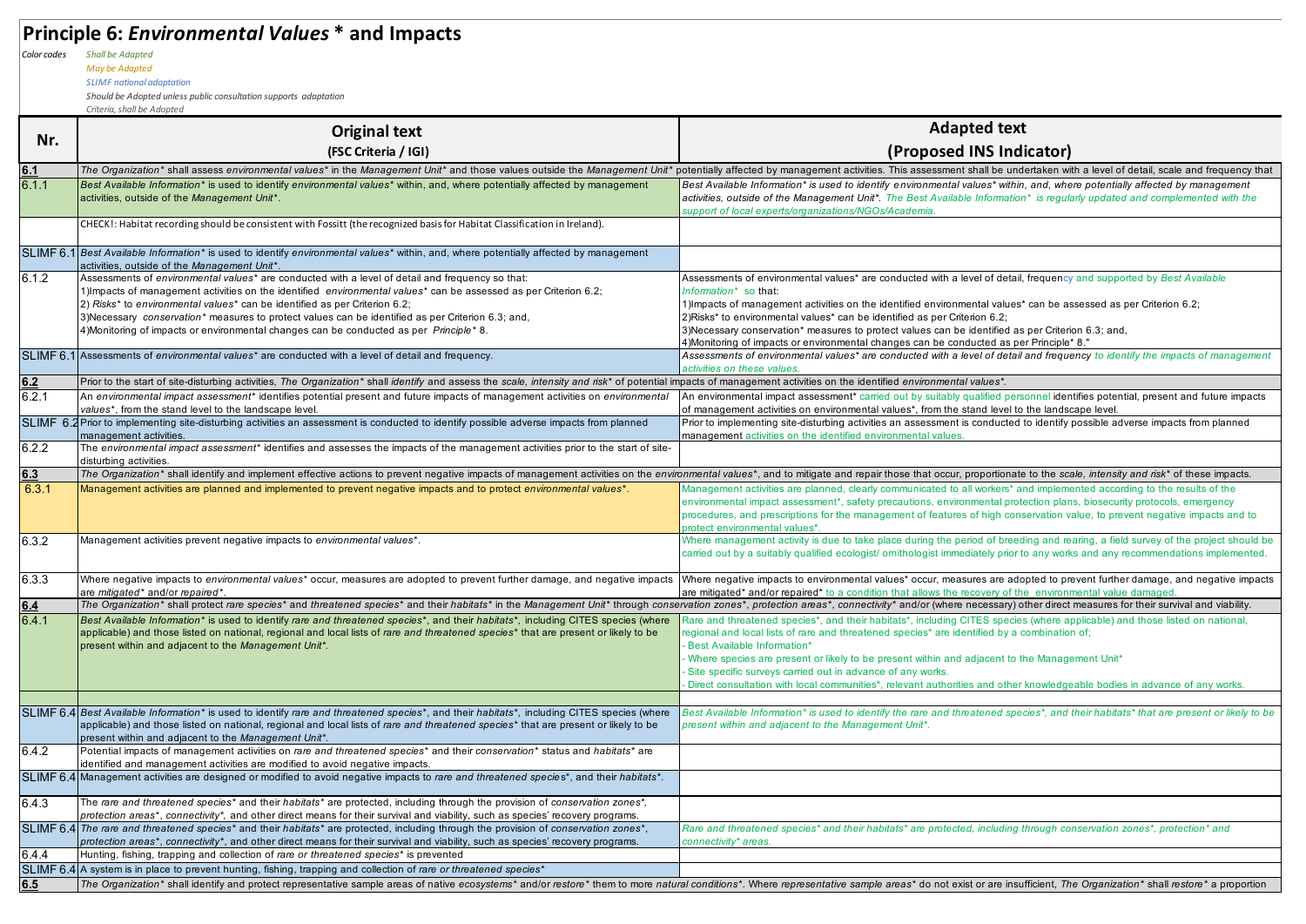# Principle 6: *Environmental Values* * and Impacts

*Color codes*
- *Shall be Adapted*
- *May be Adapted*
- *SLIMF national adaptation*
- *Should be Adopted unless public consultation supports adaptation*
- *Criteria, shall be Adopted*

| Nr. | Original text (FSC Criteria / IGI) | Adapted text (Proposed INS Indicator) |
|---|---|---|
| **6.1** | *The Organization* shall assess environmental values* in the Management Unit* and those values outside the Management Unit* potentially affected by management activities. This assessment shall be undertaken with a level of detail, scale and frequency that* | |
| 6.1.1 | *Best Available Information* is used to identify environmental values* within, and, where potentially affected by management activities, outside of the Management Unit*.* | *Best Available Information* is used to identify environmental values* within, and, where potentially affected by management activities, outside of the Management Unit*. The Best Available Information* is regularly updated and complemented with the support of local experts/organizations/NGOs/Academia.* |
| | CHECK!: Habitat recording should be consistent with Fossitt (the recognized basis for Habitat Classification in Ireland). | |
| SLIMF 6.1 | *Best Available Information* is used to identify environmental values* within, and, where potentially affected by management activities, outside of the Management Unit*.* | |
| 6.1.2 | Assessments of *environmental values** are conducted with a level of detail and frequency so that:<br>1)Impacts of management activities on the identified *environmental values** can be assessed as per Criterion 6.2;<br>2) *Risks** to *environmental values** can be identified as per Criterion 6.2;<br>3)Necessary *conservation** measures to protect values can be identified as per Criterion 6.3; and,<br>4)Monitoring of impacts or environmental changes can be conducted as per *Principle** 8. | Assessments of environmental values* are conducted with a level of detail, frequency and supported by *Best Available Information** so that:<br>1)Impacts of management activities on the identified environmental values* can be assessed as per Criterion 6.2;<br>2)Risks* to environmental values* can be identified as per Criterion 6.2;<br>3)Necessary conservation* measures to protect values can be identified as per Criterion 6.3; and,<br>4)Monitoring of impacts or environmental changes can be conducted as per Principle* 8." |
| SLIMF 6.1 | Assessments of *environmental values** are conducted with a level of detail and frequency. | *Assessments of environmental values* are conducted with a level of detail and frequency to identify the impacts of management activities on these values.* |
| **6.2** | Prior to the start of site-disturbing activities, *The Organization** shall *identify* and assess the *scale, intensity and risk** of potential impacts of management activities on the identified *environmental values**. | |
| 6.2.1 | An *environmental impact assessment** identifies potential present and future impacts of management activities on *environmental values**, from the stand level to the landscape level. | An *environmental impact assessment** carried out by suitably qualified personnel identifies potential, present and future impacts of management activities on environmental values*, from the stand level to the landscape level. |
| SLIMF 6.2 | Prior to implementing site-disturbing activities an assessment is conducted to identify possible adverse impacts from planned management activities. | Prior to implementing site-disturbing activities an assessment is conducted to identify possible adverse impacts from planned management activities on the identified environmental values. |
| 6.2.2 | The *environmental impact assessment** identifies and assesses the impacts of the management activities prior to the start of site-disturbing activities. | |
| **6.3** | *The Organization* shall identify and implement effective actions to prevent negative impacts of management activities on the environmental values*, and to mitigate and repair those that occur, proportionate to the scale, intensity and risk* of these impacts.* | |
| 6.3.1 | Management activities are planned and implemented to prevent negative impacts and to protect *environmental values**. | Management activities are planned, clearly communicated to all workers* and implemented according to the results of the environmental impact assessment*, safety precautions, environmental protection plans, biosecurity protocols, emergency procedures, and prescriptions for the management of features of high conservation value, to prevent negative impacts and to protect environmental values*. |
| 6.3.2 | Management activities prevent negative impacts to *environmental values**. | Where management activity is due to take place during the period of breeding and rearing, a field survey of the project should be carried out by a suitably qualified ecologist/ ornithologist immediately prior to any works and any recommendations implemented. |
| 6.3.3 | Where negative impacts to *environmental values** occur, measures are adopted to prevent further damage, and negative impacts are *mitigated** and/or *repaired**. | Where negative impacts to environmental values* occur, measures are adopted to prevent further damage, and negative impacts are mitigated* and/or repaired* to a condition that allows the recovery of the environmental value damaged. |
| **6.4** | *The Organization* shall protect rare species* and threatened species* and their habitats* in the Management Unit* through conservation zones*, protection areas*, connectivity* and/or (where necessary) other direct measures for their survival and viability.* | |
| 6.4.1 | *Best Available Information** is used to identify *rare and threatened species**, and their *habitats**, including CITES species (where applicable) and those listed on national, regional and local lists of *rare and threatened species** that are present or likely to be present within and adjacent to the *Management Unit**. | Rare and threatened species*, and their habitats*, including CITES species (where applicable) and those listed on national, regional and local lists of rare and threatened species* are identified by a combination of;<br>- Best Available Information*<br>- Where species are present or likely to be present within and adjacent to the Management Unit*<br>- Site specific surveys carried out in advance of any works.<br>- Direct consultation with local communities*, relevant authorities and other knowledgeable bodies in advance of any works. |
| | | |
| SLIMF 6.4 | *Best Available Information** is used to identify *rare and threatened species**, and their *habitats**, including CITES species (where applicable) and those listed on national, regional and local lists of *rare and threatened species** that are present or likely to be present within and adjacent to the *Management Unit**. | *Best Available Information* is used to identify the rare and threatened species*, and their habitats* that are present or likely to be present within and adjacent to the Management Unit*.* |
| 6.4.2 | Potential impacts of management activities on *rare and threatened species** and their *conservation** status and *habitats** are identified and management activities are modified to avoid negative impacts. | |
| SLIMF 6.4 | Management activities are designed or modified to avoid negative impacts to *rare and threatened species**, and their *habitats**. | |
| 6.4.3 | The *rare and threatened species** and their *habitats** are protected, including through the provision of *conservation zones**, *protection areas**, *connectivity**, and other direct means for their survival and viability, such as species' recovery programs. | |
| SLIMF 6.4 | *The rare and threatened species* and their habitats* are protected, including through the provision of conservation zones*, protection areas*, connectivity*, and other direct means for their survival and viability, such as species' recovery programs.* | *Rare and threatened species* and their habitats* are protected, including through conservation zones*, protection* and connectivity* areas.* |
| 6.4.4 | Hunting, fishing, trapping and collection of *rare or threatened species** is prevented | |
| SLIMF 6.4 | A system is in place to prevent hunting, fishing, trapping and collection of *rare or threatened species** | |
| **6.5** | *The Organization* shall identify and protect representative sample areas of native ecosystems* and/or restore* them to more natural conditions*. Where representative sample areas* do not exist or are insufficient, The Organization* shall restore* a proportion* | |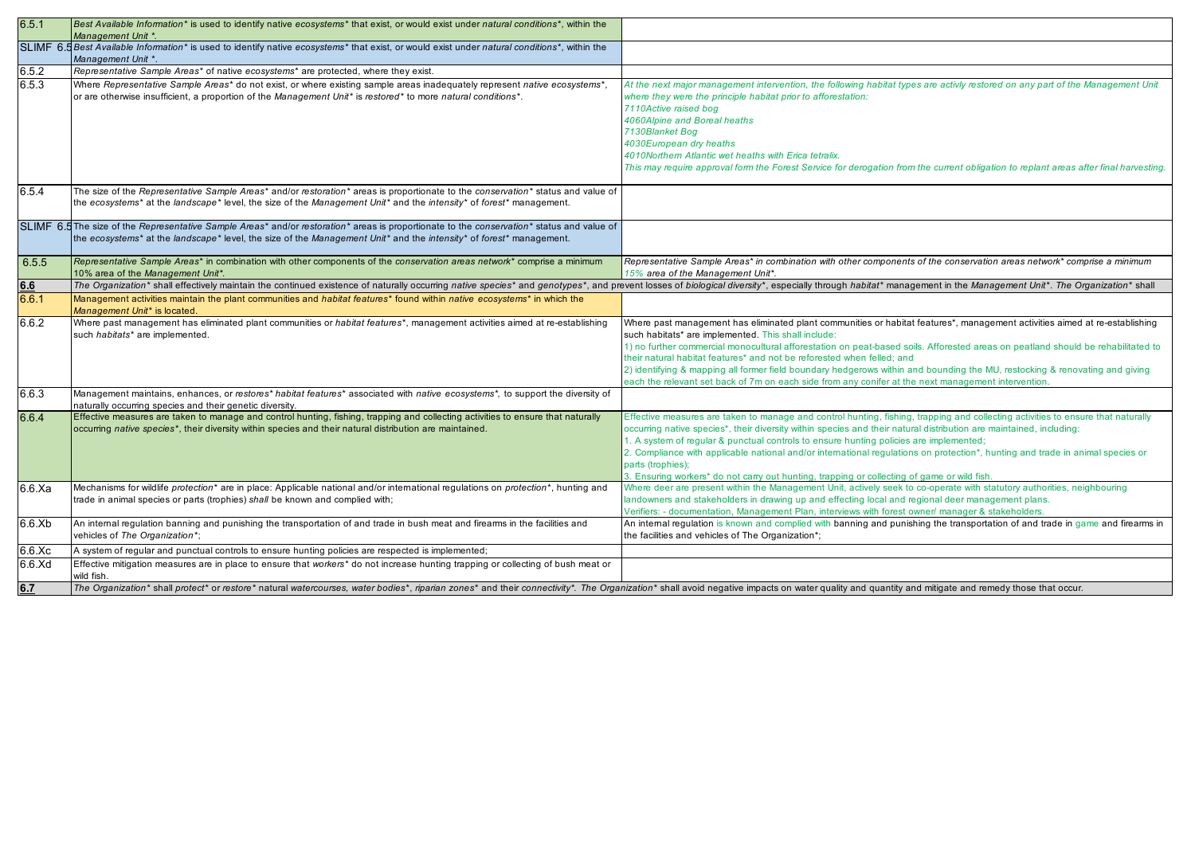| | | |
|---|---|---|
| 6.5.1 | *Best Available Information** is used to identify native *ecosystems** that exist, or would exist under *natural conditions**, within the *Management Unit **. | |
| SLIMF 6.5 | *Best Available Information** is used to identify native *ecosystems** that exist, or would exist under *natural conditions**, within the *Management Unit **. | |
| 6.5.2 | *Representative Sample Areas** of native *ecosystems** are protected, where they exist. | |
| 6.5.3 | Where *Representative Sample Areas** do not exist, or where existing sample areas inadequately represent *native ecosystems**, or are otherwise insufficient, a proportion of the *Management Unit** is *restored** to more *natural conditions**. | *At the next major management intervention, the following habitat types are activly restored on any part of the Management Unit where they were the principle habitat prior to afforestation:*<br>*7110Active raised bog*<br>*4060Alpine and Boreal heaths*<br>*7130Blanket Bog*<br>*4030European dry heaths*<br>*4010Northern Atlantic wet heaths with Erica tetralix.*<br>*This may require approval form the Forest Service for derogation from the current obligation to replant areas after final harvesting.* |
| 6.5.4 | The size of the *Representative Sample Areas** and/or *restoration** areas is proportionate to the *conservation** status and value of the *ecosystems** at the *landscape** level, the size of the *Management Unit** and the *intensity** of *forest** management. | |
| SLIMF 6.5 | The size of the *Representative Sample Areas** and/or *restoration** areas is proportionate to the *conservation** status and value of the *ecosystems** at the *landscape** level, the size of the *Management Unit** and the *intensity** of *forest** management. | |
| 6.5.5 | *Representative Sample Areas** in combination with other components of the *conservation areas network** comprise a minimum 10% area of the *Management Unit**. | *Representative Sample Areas* in combination with other components of the conservation areas network* comprise a minimum 15% area of the Management Unit*.* |
| **6.6** | *The Organization** shall effectively maintain the continued existence of naturally occurring *native species** and *genotypes**, and prevent losses of *biological diversity**, especially through *habitat** management in the *Management Unit**. *The Organization** shall | |
| 6.6.1 | Management activities maintain the plant communities and *habitat features** found within *native ecosystems** in which the *Management Unit** is located. | |
| 6.6.2 | Where past management has eliminated plant communities or *habitat features**, management activities aimed at re-establishing such *habitats** are implemented. | Where past management has eliminated plant communities or habitat features*, management activities aimed at re-establishing such habitats* are implemented. This shall include:<br>1) no further commercial monocultural afforestation on peat-based soils. Afforested areas on peatland should be rehabilitated to their natural habitat features* and not be reforested when felled; and<br>2) identifying & mapping all former field boundary hedgerows within and bounding the MU, restocking & renovating and giving each the relevant set back of 7m on each side from any conifer at the next management intervention. |
| 6.6.3 | Management maintains, enhances, or *restores** *habitat features** associated with *native ecosystems**, to support the diversity of naturally occurring species and their genetic diversity. | |
| 6.6.4 | Effective measures are taken to manage and control hunting, fishing, trapping and collecting activities to ensure that naturally occurring *native species**, their diversity within species and their natural distribution are maintained. | Effective measures are taken to manage and control hunting, fishing, trapping and collecting activities to ensure that naturally occurring native species*, their diversity within species and their natural distribution are maintained, including:<br>1. A system of regular & punctual controls to ensure hunting policies are implemented;<br>2. Compliance with applicable national and/or international regulations on protection*, hunting and trade in animal species or parts (trophies);<br>3. Ensuring workers* do not carry out hunting, trapping or collecting of game or wild fish. |
| 6.6.Xa | Mechanisms for wildlife *protection** are in place: Applicable national and/or international regulations on *protection**, hunting and trade in animal species or parts (trophies) *shall* be known and complied with; | Where deer are present within the Management Unit, actively seek to co-operate with statutory authorities, neighbouring landowners and stakeholders in drawing up and effecting local and regional deer management plans.<br>Verifiers: - documentation, Management Plan, interviews with forest owner/ manager & stakeholders. |
| 6.6.Xb | An internal regulation banning and punishing the transportation of and trade in bush meat and firearms in the facilities and vehicles of *The Organization**; | An internal regulation is known and complied with banning and punishing the transportation of and trade in game and firearms in the facilities and vehicles of The Organization*; |
| 6.6.Xc | A system of regular and punctual controls to ensure hunting policies are respected is implemented; | |
| 6.6.Xd | Effective mitigation measures are in place to ensure that *workers** do not increase hunting trapping or collecting of bush meat or wild fish. | |
| **6.7** | *The Organization** shall *protect** or *restore** natural *watercourses, water bodies**, *riparian zones** and their *connectivity**. *The Organization** shall avoid negative impacts on water quality and quantity and mitigate and remedy those that occur. | |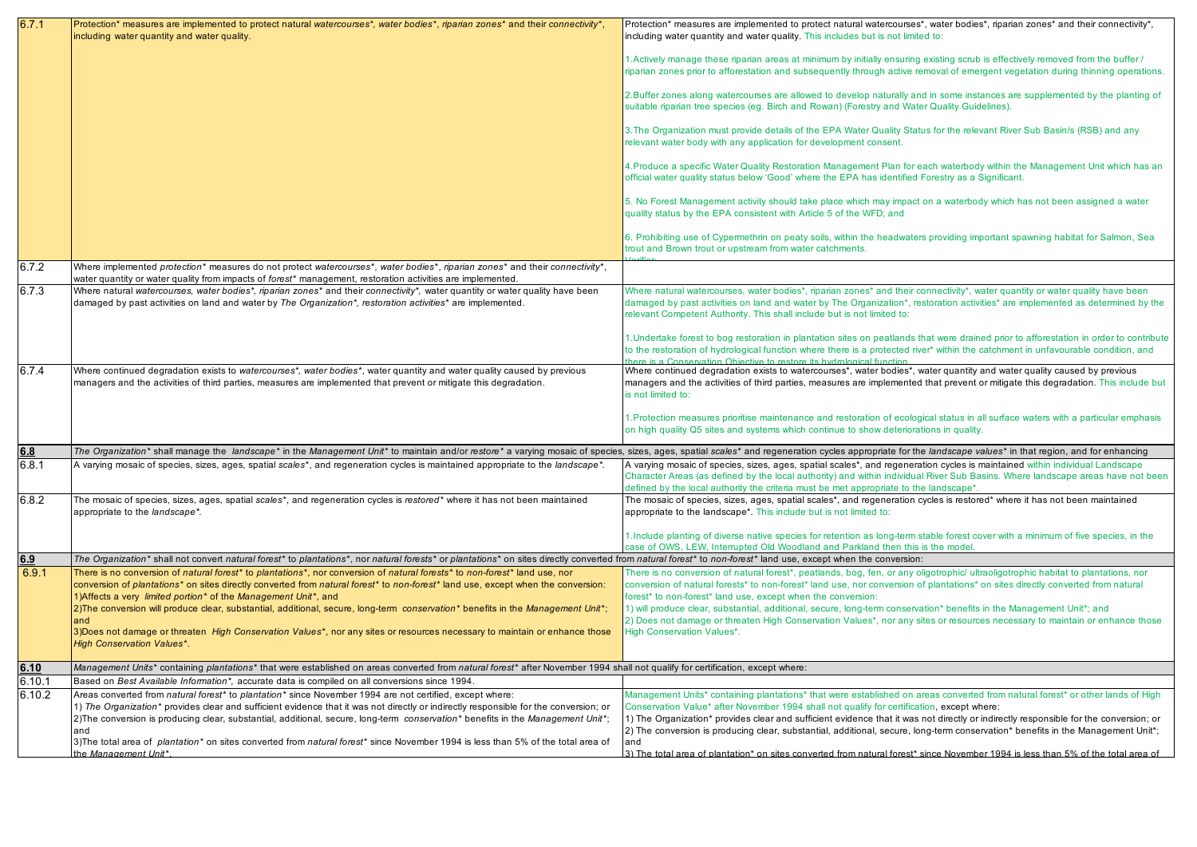| | | |
|---|---|---|
| 6.7.1 | Protection* measures are implemented to protect natural *watercourses*\*, *water bodies*\*, *riparian zones*\* and their *connectivity*\*, including water quantity and water quality. | Protection* measures are implemented to protect natural watercourses*, water bodies*, riparian zones* and their connectivity*, including water quantity and water quality. This includes but is not limited to:<br><br>1.Actively manage these riparian areas at minimum by initially ensuring existing scrub is effectively removed from the buffer / riparian zones prior to afforestation and subsequently through active removal of emergent vegetation during thinning operations.<br><br>2.Buffer zones along watercourses are allowed to develop naturally and in some instances are supplemented by the planting of suitable riparian tree species (eg. Birch and Rowan) (Forestry and Water Quality Guidelines).<br><br>3.The Organization must provide details of the EPA Water Quality Status for the relevant River Sub Basin/s (RSB) and any relevant water body with any application for development consent.<br><br>4.Produce a specific Water Quality Restoration Management Plan for each waterbody within the Management Unit which has an official water quality status below 'Good' where the EPA has identified Forestry as a Significant.<br><br>5. No Forest Management activity should take place which may impact on a waterbody which has not been assigned a water quality status by the EPA consistent with Article 5 of the WFD; and<br><br>6. Prohibiting use of Cypermethrin on peaty soils, within the headwaters providing important spawning habitat for Salmon, Sea trout and Brown trout or upstream from water catchments.<br>Verifier: |
| 6.7.2 | Where implemented *protection*\* measures do not protect *watercourses*\*, *water bodies*\*, *riparian zones*\* and their *connectivity*\*, water quantity or water quality from impacts of *forest*\* management, restoration activities are implemented. | |
| 6.7.3 | Where natural *watercourses, water bodies*\*, *riparian zones*\* and their *connectivity*\*, water quantity or water quality have been damaged by past activities on land and water by *The Organization*\*, *restoration activities*\* are implemented. | Where natural watercourses, water bodies*, riparian zones* and their connectivity*, water quantity or water quality have been damaged by past activities on land and water by The Organization*, restoration activities* are implemented as determined by the relevant Competent Authority. This shall include but is not limited to:<br><br>1.Undertake forest to bog restoration in plantation sites on peatlands that were drained prior to afforestation in order to contribute to the restoration of hydrological function where there is a protected river* within the catchment in unfavourable condition, and there is a Conservation Objective to restore its hydrological function. |
| 6.7.4 | Where continued degradation exists to *watercourses*\*, *water bodies*\*, water quantity and water quality caused by previous managers and the activities of third parties, measures are implemented that prevent or mitigate this degradation. | Where continued degradation exists to watercourses*, water bodies*, water quantity and water quality caused by previous managers and the activities of third parties, measures are implemented that prevent or mitigate this degradation. This include but is not limited to:<br><br>1.Protection measures prioritise maintenance and restoration of ecological status in all surface waters with a particular emphasis on high quality Q5 sites and systems which continue to show deteriorations in quality. |
| **6.8** | *The Organization*\* shall manage the *landscape*\* in the *Management Unit*\* to maintain and/or *restore*\* a varying mosaic of species, sizes, ages, spatial *scales*\* and regeneration cycles appropriate for the *landscape values*\* in that region, and for enhancing | |
| 6.8.1 | A varying mosaic of species, sizes, ages, spatial *scales*\*, and regeneration cycles is maintained appropriate to the *landscape*\*. | A varying mosaic of species, sizes, ages, spatial scales*, and regeneration cycles is maintained within individual Landscape Character Areas (as defined by the local authority) and within individual River Sub Basins. Where landscape areas have not been defined by the local authority the criteria must be met appropriate to the landscape*. |
| 6.8.2 | The mosaic of species, sizes, ages, spatial *scales*\*, and regeneration cycles is *restored*\* where it has not been maintained appropriate to the *landscape*\*. | The mosaic of species, sizes, ages, spatial scales*, and regeneration cycles is restored* where it has not been maintained appropriate to the landscape*. This include but is not limited to:<br><br>1.Include planting of diverse native species for retention as long-term stable forest cover with a minimum of five species, in the case of OWS, LEW, Interrupted Old Woodland and Parkland then this is the model. |
| **6.9** | *The Organization*\* shall not convert *natural forest*\* to *plantations*\*, nor *natural forests*\* or *plantations*\* on sites directly converted from *natural forest*\* to *non-forest*\* land use, except when the conversion: | |
| 6.9.1 | There is no conversion of *natural forest*\* to *plantations*\*, nor conversion of *natural forests*\* to *non-forest*\* land use, nor conversion of *plantations*\* on sites directly converted from *natural forest*\* to *non-forest*\* land use, except when the conversion:<br>1)Affects a very *limited portion*\* of the *Management Unit*\*, and<br>2)The conversion will produce clear, substantial, additional, secure, long-term *conservation*\* benefits in the *Management Unit*\*; and<br>3)Does not damage or threaten *High Conservation Values*\*, nor any sites or resources necessary to maintain or enhance those *High Conservation Values*\*. | There is no conversion of natural forest*, peatlands, bog, fen, or any oligotrophic/ ultraoligotrophic habitat to plantations, nor conversion of natural forests* to non-forest* land use, nor conversion of plantations* on sites directly converted from natural forest* to non-forest* land use, except when the conversion:<br>1) will produce clear, substantial, additional, secure, long-term conservation* benefits in the Management Unit*; and<br>2) Does not damage or threaten High Conservation Values*, nor any sites or resources necessary to maintain or enhance those High Conservation Values*. |
| **6.10** | *Management Units*\* containing *plantations*\* that were established on areas converted from *natural forest*\* after November 1994 shall not qualify for certification, except where: | |
| 6.10.1 | Based on *Best Available Information*\*, accurate data is compiled on all conversions since 1994. | |
| 6.10.2 | Areas converted from *natural forest*\* to *plantation*\* since November 1994 are not certified, except where:<br>1) *The Organization*\* provides clear and sufficient evidence that it was not directly or indirectly responsible for the conversion; or<br>2)The conversion is producing clear, substantial, additional, secure, long-term *conservation*\* benefits in the *Management Unit*\*; and<br>3)The total area of *plantation*\* on sites converted from *natural forest*\* since November 1994 is less than 5% of the total area of the *Management Unit*\*. | Management Units* containing plantations* that were established on areas converted from natural forest* or other lands of High Conservation Value* after November 1994 shall not qualify for certification, except where:<br>1) The Organization* provides clear and sufficient evidence that it was not directly or indirectly responsible for the conversion; or<br>2) The conversion is producing clear, substantial, additional, secure, long-term conservation* benefits in the Management Unit*; and<br>3) The total area of plantation* on sites converted from natural forest* since November 1994 is less than 5% of the total area of |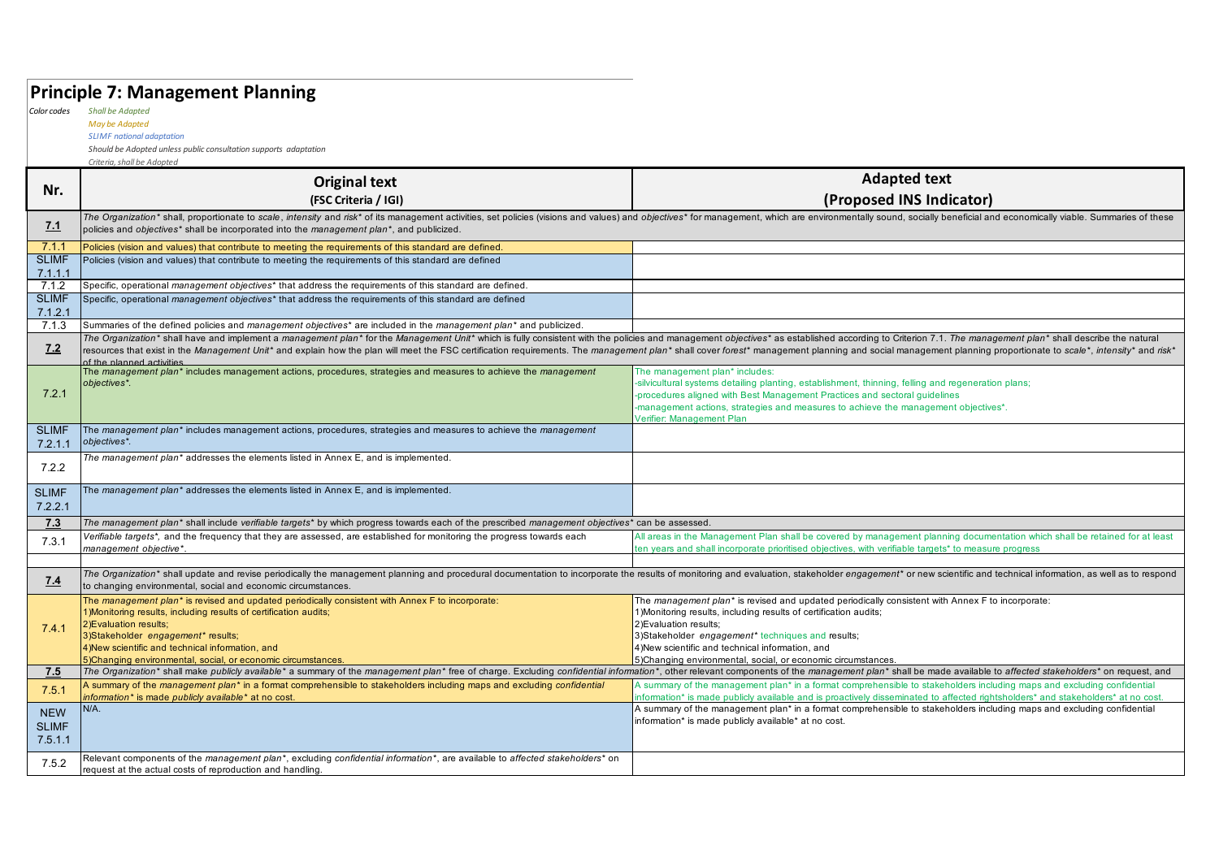# Principle 7: Management Planning

*Color codes*

*Shall be Adapted*
*May be Adapted*
*SLIMF national adaptation*
*Should be Adopted unless public consultation supports adaptation*
*Criteria, shall be Adopted*

| Nr. | Original text (FSC Criteria / IGI) | Adapted text (Proposed INS Indicator) |
|---|---|---|
| **7.1** | *The Organization** shall, proportionate to *scale*, *intensity* and *risk** of its management activities, set policies (visions and values) and *objectives** for management, which are environmentally sound, socially beneficial and economically viable. Summaries of these policies and *objectives** shall be incorporated into the *management plan**, and publicized. | |
| 7.1.1 | Policies (vision and values) that contribute to meeting the requirements of this standard are defined. | |
| SLIMF 7.1.1.1 | Policies (vision and values) that contribute to meeting the requirements of this standard are defined | |
| 7.1.2 | Specific, operational *management objectives** that address the requirements of this standard are defined. | |
| SLIMF 7.1.2.1 | Specific, operational *management objectives** that address the requirements of this standard are defined | |
| 7.1.3 | Summaries of the defined policies and *management objectives** are included in the *management plan** and publicized. | |
| **7.2** | *The Organization** shall have and implement a *management plan** for the *Management Unit** which is fully consistent with the policies and management *objectives** as established according to Criterion 7.1. *The management plan** shall describe the natural resources that exist in the *Management Unit** and explain how the plan will meet the FSC certification requirements. The *management plan** shall cover *forest** management planning and social management planning proportionate to *scale**, *intensity** and *risk** of the planned activities. | |
| 7.2.1 | The *management plan** includes management actions, procedures, strategies and measures to achieve the *management objectives**. | The management plan* includes:<br>-silvicultural systems detailing planting, establishment, thinning, felling and regeneration plans;<br>-procedures aligned with Best Management Practices and sectoral guidelines<br>-management actions, strategies and measures to achieve the management objectives*.<br>Verifier: Management Plan |
| SLIMF 7.2.1.1 | The *management plan** includes management actions, procedures, strategies and measures to achieve the *management objectives**. | |
| 7.2.2 | *The management plan** addresses the elements listed in Annex E, and is implemented. | |
| SLIMF 7.2.2.1 | The *management plan** addresses the elements listed in Annex E, and is implemented. | |
| **7.3** | *The management plan** shall include *verifiable targets** by which progress towards each of the prescribed *management objectives** can be assessed. | |
| 7.3.1 | *Verifiable targets**, and the frequency that they are assessed, are established for monitoring the progress towards each *management objective**. | All areas in the Management Plan shall be covered by management planning documentation which shall be retained for at least ten years and shall incorporate prioritised objectives, with verifiable targets* to measure progress |
| **7.4** | *The Organization** shall update and revise periodically the management planning and procedural documentation to incorporate the results of monitoring and evaluation, stakeholder *engagement** or new scientific and technical information, as well as to respond to changing environmental, social and economic circumstances. | |
| 7.4.1 | The *management plan** is revised and updated periodically consistent with Annex F to incorporate:<br>1)Monitoring results, including results of certification audits;<br>2)Evaluation results;<br>3)Stakeholder *engagement** results;<br>4)New scientific and technical information, and<br>5)Changing environmental, social, or economic circumstances. | The *management plan** is revised and updated periodically consistent with Annex F to incorporate:<br>1)Monitoring results, including results of certification audits;<br>2)Evaluation results;<br>3)Stakeholder *engagement** techniques and results;<br>4)New scientific and technical information, and<br>5)Changing environmental, social, or economic circumstances. |
| **7.5** | *The Organization** shall make *publicly available** a summary of the *management plan** free of charge. Excluding *confidential information**, other relevant components of the *management plan** shall be made available to *affected stakeholders** on request, and | |
| 7.5.1 | A summary of the *management plan** in a format comprehensible to stakeholders including maps and excluding *confidential information** is made *publicly available** at no cost. | A summary of the management plan* in a format comprehensible to stakeholders including maps and excluding confidential information* is made publicly available and is proactively disseminated to affected rightsholders* and stakeholders* at no cost. |
| NEW SLIMF 7.5.1.1 | N/A. | A summary of the management plan* in a format comprehensible to stakeholders including maps and excluding confidential information* is made publicly available* at no cost. |
| 7.5.2 | Relevant components of the *management plan**, excluding *confidential information**, are available to *affected stakeholders** on request at the actual costs of reproduction and handling. | |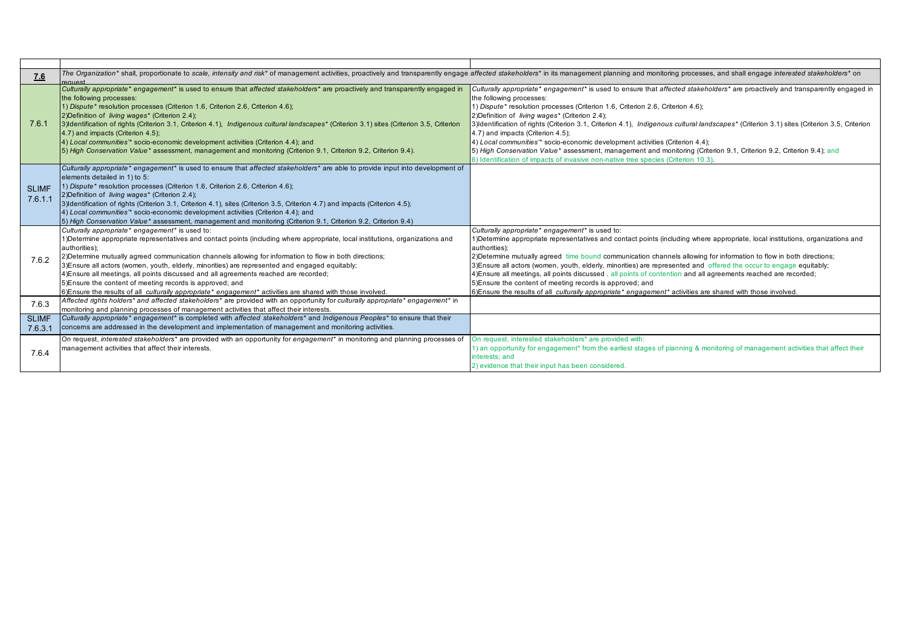| | | |
|---|---|---|
| **7.6** | The Organization* shall, proportionate to *scale, intensity and risk** of management activities, proactively and transparently engage *affected stakeholders** in its management planning and monitoring processes, and shall engage *interested stakeholders** on request | |
| 7.6.1 | *Culturally appropriate* engagement** is used to ensure that *affected stakeholders** are proactively and transparently engaged in the following processes:<br>1) *Dispute** resolution processes (Criterion 1.6, Criterion 2.6, Criterion 4.6);<br>2)Definition of *living wages** (Criterion 2.4);<br>3)Identification of rights (Criterion 3.1, Criterion 4.1), *Indigenous cultural landscapes** (Criterion 3.1) sites (Criterion 3.5, Criterion 4.7) and impacts (Criterion 4.5);<br>4) *Local communities'** socio-economic development activities (Criterion 4.4); and<br>5) *High Conservation Value** assessment, management and monitoring (Criterion 9.1, Criterion 9.2, Criterion 9.4). | *Culturally appropriate* engagement** is used to ensure that *affected stakeholders** are proactively and transparently engaged in the following processes:<br>1) *Dispute** resolution processes (Criterion 1.6, Criterion 2.6, Criterion 4.6);<br>2)Definition of *living wages** (Criterion 2.4);<br>3)Identification of rights (Criterion 3.1, Criterion 4.1), *Indigenous cultural landscapes** (Criterion 3.1) sites (Criterion 3.5, Criterion 4.7) and impacts (Criterion 4.5);<br>4) *Local communities'** socio-economic development activities (Criterion 4.4);<br>5) *High Conservation Value** assessment, management and monitoring (Criterion 9.1, Criterion 9.2, Criterion 9.4); and<br>6) Identification of impacts of invasive non-native tree species (Criterion 10.3). |
| SLIMF 7.6.1.1 | *Culturally appropriate* engagement** is used to ensure that *affected stakeholders** are able to provide input into development of elements detailed in 1) to 5:<br>1) *Dispute** resolution processes (Criterion 1.6, Criterion 2.6, Criterion 4.6);<br>2)Definition of *living wages** (Criterion 2.4);<br>3)Identification of rights (Criterion 3.1, Criterion 4.1), sites (Criterion 3.5, Criterion 4.7) and impacts (Criterion 4.5);<br>4) *Local communities'** socio-economic development activities (Criterion 4.4); and<br>5) *High Conservation Value** assessment, management and monitoring (Criterion 9.1, Criterion 9.2, Criterion 9.4) | |
| 7.6.2 | *Culturally appropriate* engagement** is used to:<br>1)Determine appropriate representatives and contact points (including where appropriate, local institutions, organizations and authorities);<br>2)Determine mutually agreed communication channels allowing for information to flow in both directions;<br>3)Ensure all actors (women, youth, elderly, minorities) are represented and engaged equitably;<br>4)Ensure all meetings, all points discussed and all agreements reached are recorded;<br>5)Ensure the content of meeting records is approved; and<br>6)Ensure the results of all *culturally appropriate* engagement** activities are shared with those involved. | *Culturally appropriate* engagement** is used to:<br>1)Determine appropriate representatives and contact points (including where appropriate, local institutions, organizations and authorities);<br>2)Determine mutually agreed time bound communication channels allowing for information to flow in both directions;<br>3)Ensure all actors (women, youth, elderly, minorities) are represented and offered the occur to engage equitably;<br>4)Ensure all meetings, all points discussed , all points of contention and all agreements reached are recorded;<br>5)Ensure the content of meeting records is approved; and<br>6)Ensure the results of all *culturally appropriate* engagement** activities are shared with those involved. |
| 7.6.3 | *Affected rights holders** and *affected stakeholders** are provided with an opportunity for *culturally appropriate* engagement** in monitoring and planning processes of management activities that affect their interests. | |
| SLIMF 7.6.3.1 | *Culturally appropriate* engagement** is completed with *affected stakeholders** and *Indigenous Peoples** to ensure that their concerns are addressed in the development and implementation of management and monitoring activities. | |
| 7.6.4 | On request, *interested stakeholders** are provided with an opportunity for *engagement** in monitoring and planning processes of management activities that affect their interests. | On request, interested stakeholders* are provided with:<br>1) an opportunity for engagement* from the earliest stages of planning & monitoring of management activities that affect their interests; and<br>2) evidence that their input has been considered. |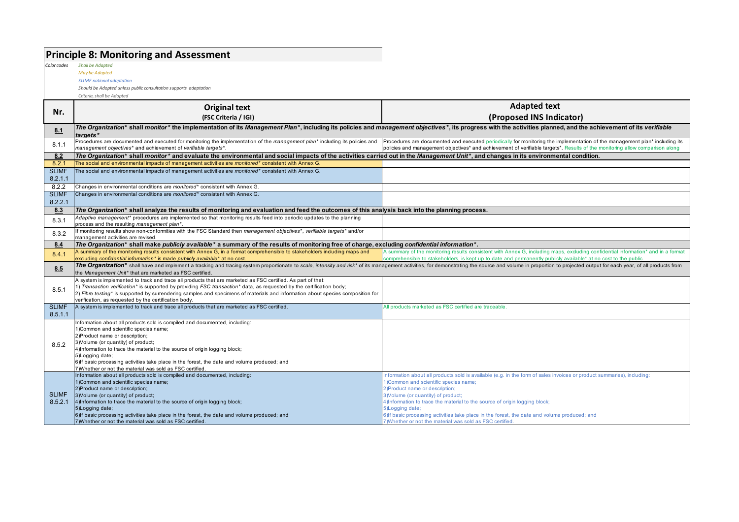## Principle 8: Monitoring and Assessment

*Color codes*

*Shall be Adapted*
*May be Adapted*
*SLIMF national adaptation*
*Should be Adopted unless public consultation supports adaptation*
*Criteria, shall be Adopted*

| Nr. | Original text (FSC Criteria / IGI) | Adapted text (Proposed INS Indicator) |
|---|---|---|
| **8.1** | ***The Organization\* shall monitor\* the implementation of its Management Plan\*, including its policies and management objectives\*, its progress with the activities planned, and the achievement of its verifiable targets\*** | |
| 8.1.1 | Procedures are documented and executed for monitoring the implementation of the *management plan\** including its policies and *management objectives\** and achievement of *verifiable targets\**. | Procedures are documented and executed periodically for monitoring the implementation of the management plan\* including its policies and management objectives\* and achievement of verifiable targets\*. Results of the monitoring allow comparison along |
| **8.2** | ***The Organization\* shall monitor\* and evaluate the environmental and social impacts of the activities carried out in the Management Unit\*, and changes in its environmental condition.*** | |
| 8.2.1 | The social and environmental impacts of management activities are *monitored\** consistent with Annex G. | |
| SLIMF 8.2.1.1 | The social and environmental impacts of management activities are *monitored\** consistent with Annex G. | |
| 8.2.2 | Changes in environmental conditions are *monitored\** consistent with Annex G. | |
| SLIMF 8.2.2.1 | Changes in environmental conditions are *monitored\** consistent with Annex G. | |
| **8.3** | ***The Organization\* shall analyze the results of monitoring and evaluation and feed the outcomes of this analysis back into the planning process.*** | |
| 8.3.1 | *Adaptive management\** procedures are implemented so that monitoring results feed into periodic updates to the planning process and the resulting *management plan\**. | |
| 8.3.2 | If monitoring results show non-conformities with the FSC Standard then *management objectives\**, *verifiable targets\** and/or management activities are revised. | |
| **8.4** | ***The Organization\* shall make publicly available\* a summary of the results of monitoring free of charge, excluding confidential information\*.*** | |
| 8.4.1 | A summary of the monitoring results consistent with Annex G, in a format comprehensible to stakeholders including maps and excluding *confidential information\** is made *publicly available\** at no cost. | A summary of the monitoring results consistent with Annex G, including maps, excluding confidential information\* and in a format comprehensible to stakeholders, is kept up to date and permanently publicly available\* at no cost to the public. |
| **8.5** | ***The Organization\*** shall have and implement a tracking and tracing system proportionate to *scale, intensity and risk\** of its management activities, for demonstrating the source and volume in proportion to projected output for each year, of all products from the *Management Unit\** that are marketed as FSC certified. | |
| 8.5.1 | A system is implemented to track and trace all products that are marketed as FSC certified. As part of that:<br>1) *Transaction verification\** is supported by providing *FSC transaction\** data, as requested by the certification body;<br>2) *Fibre testing\** is supported by surrendering samples and specimens of materials and information about species composition for verification, as requested by the certification body. | |
| SLIMF 8.5.1.1 | A system is implemented to track and trace all products that are marketed as FSC certified. | All products marketed as FSC certified are traceable. |
| 8.5.2 | Information about all products sold is compiled and documented, including:<br>1)Common and scientific species name;<br>2)Product name or description;<br>3)Volume (or quantity) of product;<br>4)Information to trace the material to the source of origin logging block;<br>5)Logging date;<br>6)If basic processing activities take place in the forest, the date and volume produced; and<br>7)Whether or not the material was sold as FSC certified. | |
| SLIMF 8.5.2.1 | Information about all products sold is compiled and documented, including:<br>1)Common and scientific species name;<br>2)Product name or description;<br>3)Volume (or quantity) of product;<br>4)Information to trace the material to the source of origin logging block;<br>5)Logging date;<br>6)If basic processing activities take place in the forest, the date and volume produced; and<br>7)Whether or not the material was sold as FSC certified. | Information about all products sold is available (e.g. in the form of sales invoices or product summaries), including:<br>1)Common and scientific species name;<br>2)Product name or description;<br>3)Volume (or quantity) of product;<br>4)Information to trace the material to the source of origin logging block;<br>5)Logging date;<br>6)If basic processing activities take place in the forest, the date and volume produced; and<br>7)Whether or not the material was sold as FSC certified. |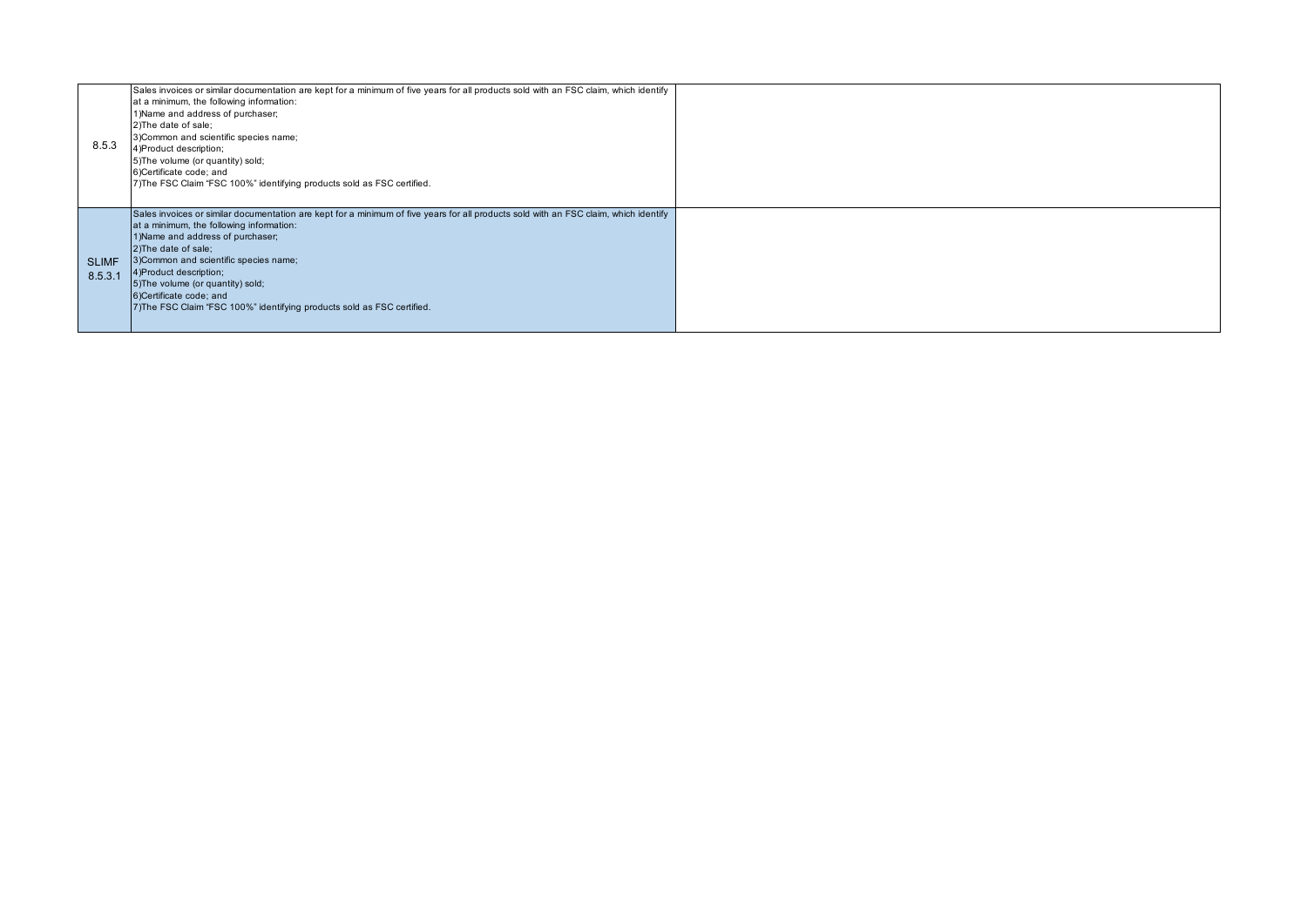| | | |
|---|---|---|
| 8.5.3 | Sales invoices or similar documentation are kept for a minimum of five years for all products sold with an FSC claim, which identify at a minimum, the following information:<br>1)Name and address of purchaser;<br>2)The date of sale;<br>3)Common and scientific species name;<br>4)Product description;<br>5)The volume (or quantity) sold;<br>6)Certificate code; and<br>7)The FSC Claim "FSC 100%" identifying products sold as FSC certified. | |
| SLIMF 8.5.3.1 | Sales invoices or similar documentation are kept for a minimum of five years for all products sold with an FSC claim, which identify at a minimum, the following information:<br>1)Name and address of purchaser;<br>2)The date of sale;<br>3)Common and scientific species name;<br>4)Product description;<br>5)The volume (or quantity) sold;<br>6)Certificate code; and<br>7)The FSC Claim "FSC 100%" identifying products sold as FSC certified. | |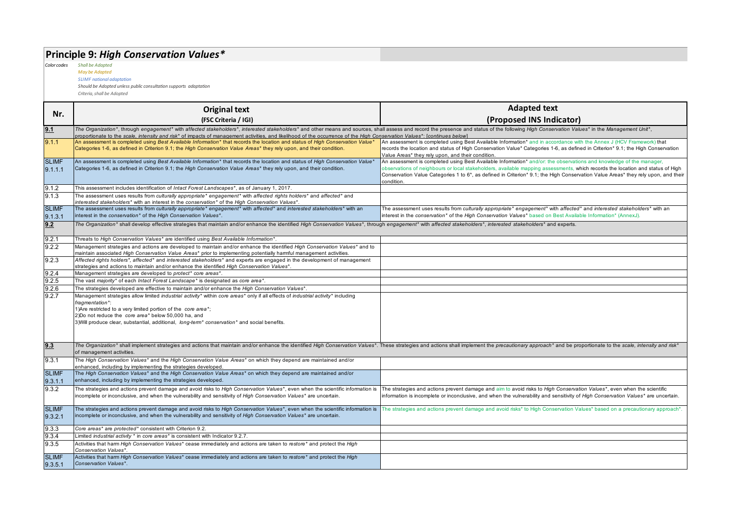# Principle 9: *High Conservation Values**

*Color codes*
*Shall be Adapted*
*May be Adapted*
*SLIMF national adaptation*
*Should be Adopted unless public consultation supports adaptation*
*Criteria, shall be Adopted*

| Nr. | Original text (FSC Criteria / IGI) | Adapted text (Proposed INS Indicator) |
|---|---|---|
| **9.1** | *The Organization**, through *engagement** with *affected stakeholders**, *interested stakeholders** and other means and sources, shall assess and record the presence and status of the following *High Conservation Values** in the *Management Unit**, proportionate to the *scale, intensity and risk** of impacts of management activities, and likelihood of the occurrence of the *High Conservation Values**: [*continues below*] | |
| 9.1.1 | An assessment is completed using *Best Available Information** that records the location and status of *High Conservation Value** Categories 1-6, as defined in Criterion 9.1; the *High Conservation Value Areas** they rely upon, and their condition. | An assessment is completed using Best Available Information* and in accordance with the Annex J (HCV Framework) that records the location and status of High Conservation Value* Categories 1-6, as defined in Criterion* 9.1; the High Conservation Value Areas* they rely upon, and their condition. |
| SLIMF 9.1.1.1 | An assessment is completed using *Best Available Information** that records the location and status of *High Conservation Value** Categories 1-6, as defined in Criterion 9.1; the *High Conservation Value Areas** they rely upon, and their condition. | An assessment is completed using Best Available Information* and/or: the observations and knowledge of the manager, observations of neighbours or local stakeholders, available mapping assessments, which records the location and status of High Conservation Value Categories 1 to 6*, as defined in Criterion* 9.1; the High Conservation Value Areas* they rely upon, and their condition. |
| 9.1.2 | This assessment includes identification of *Intact Forest Landscapes**, as of January 1, 2017. | |
| 9.1.3 | The assessment uses results from *culturally appropriate** *engagement** with *affected rights holders** and *affected** and *interested stakeholders** with an interest in the *conservation** of the *High Conservation Values**. | |
| SLIMF 9.1.3.1 | The assessment uses results from *culturally appropriate** *engagement** with *affected** and *interested stakeholders** with an interest in the *conservation** of the *High Conservation Values**. | The assessment uses results from *culturally appropriate** *engagement** with *affected** and *interested stakeholders** with an interest in the *conservation** of the *High Conservation Values** based on Best Available Information* (AnnexJ). |
| **9.2** | *The Organization** shall develop effective strategies that maintain and/or enhance the identified *High Conservation Values**, through *engagement** with *affected stakeholders**, *interested stakeholders** and experts. | |
| 9.2.1 | Threats to *High Conservation Values** are identified using *Best Available Information**. | |
| 9.2.2 | Management strategies and actions are developed to maintain and/or enhance the identified *High Conservation Values** and to maintain associated *High Conservation Value Areas** prior to implementing potentially harmful management activities. | |
| 9.2.3 | *Affected rights holders**, *affected** and *interested stakeholders** and experts are engaged in the development of management strategies and actions to maintain and/or enhance the identified *High Conservation Values**. | |
| 9.2.4 | Management strategies are developed to *protect** *core areas**. | |
| 9.2.5 | The vast *majority** of each *Intact Forest Landscape** is designated as *core area**. | |
| 9.2.6 | The strategies developed are effective to maintain and/or enhance the *High Conservation Values**. | |
| 9.2.7 | Management strategies allow limited *industrial activity** within *core areas** only if all effects of *industrial activity** including *fragmentation**:<br>1)Are restricted to a very limited portion of the *core area**;<br>2)Do not reduce the *core area** below 50,000 ha, and<br>3)Will produce clear, substantial, additional, *long-term** *conservation** and social benefits. | |
| **9.3** | *The Organization** shall implement strategies and actions that maintain and/or enhance the identified *High Conservation Values**. These strategies and actions shall implement the *precautionary approach** and be proportionate to the *scale, intensity and risk** of management activities. | |
| 9.3.1 | The *High Conservation Values** and the *High Conservation Value Areas** on which they depend are maintained and/or enhanced, including by implementing the strategies developed. | |
| SLIMF 9.3.1.1 | The *High Conservation Values** and the *High Conservation Value Areas** on which they depend are maintained and/or enhanced, including by implementing the strategies developed. | |
| 9.3.2 | The strategies and actions prevent damage and avoid risks to *High Conservation Values**, even when the scientific information is incomplete or inconclusive, and when the vulnerability and sensitivity of *High Conservation Values** are uncertain. | The strategies and actions prevent damage and aim to avoid risks to *High Conservation Values**, even when the scientific information is incomplete or inconclusive, and when the vulnerability and sensitivity of *High Conservation Values** are uncertain. |
| SLIMF 9.3.2.1 | The strategies and actions prevent damage and avoid risks to *High Conservation Values**, even when the scientific information is incomplete or inconclusive, and when the vulnerability and sensitivity of *High Conservation Values** are uncertain. | The strategies and actions prevent damage and avoid risks* to High Conservation Values* based on a precautionary approach*. |
| 9.3.3 | *Core areas** are *protected** consistent with Criterion 9.2. | |
| 9.3.4 | Limited *industrial activity ** in *core areas** is consistent with Indicator 9.2.7. | |
| 9.3.5 | Activities that harm *High Conservation Values** cease immediately and actions are taken to *restore** and protect the *High Conservation Values**. | |
| SLIMF 9.3.5.1 | Activities that harm *High Conservation Values** cease immediately and actions are taken to *restore** and protect the *High Conservation Values**. | |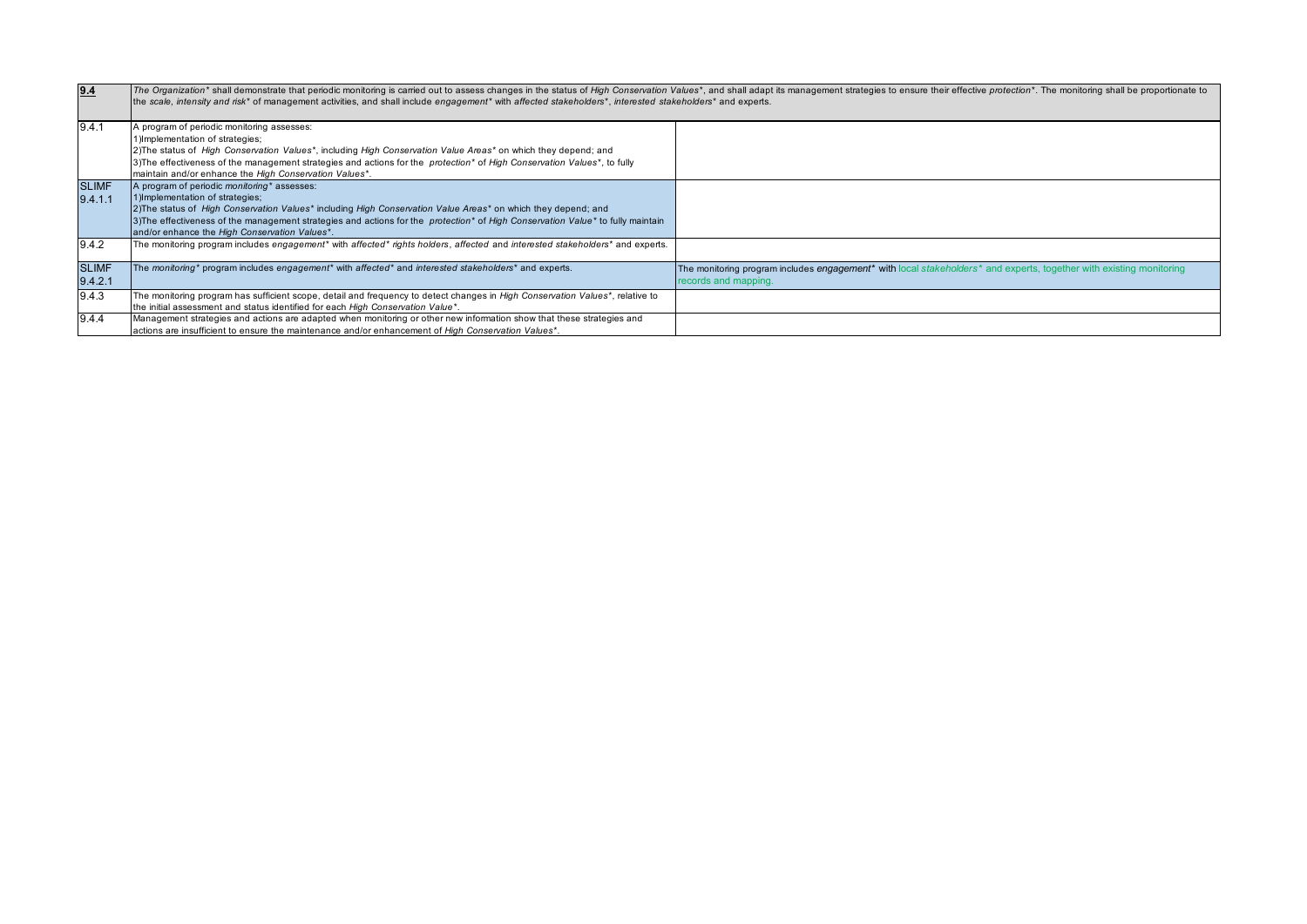| 9.4 | *The Organization** shall demonstrate that periodic monitoring is carried out to assess changes in the status of *High Conservation Values**, and shall adapt its management strategies to ensure their effective *protection**. The monitoring shall be proportionate to the *scale, intensity and risk** of management activities, and shall include *engagement** with *affected stakeholders**, *interested stakeholders** and experts. | |
|---|---|---|
| 9.4.1 | A program of periodic monitoring assesses:<br>1)Implementation of strategies;<br>2)The status of *High Conservation Values**, including *High Conservation Value Areas** on which they depend; and<br>3)The effectiveness of the management strategies and actions for the *protection** of *High Conservation Values**, to fully maintain and/or enhance the *High Conservation Values**. | |
| SLIMF 9.4.1.1 | A program of periodic *monitoring** assesses:<br>1)Implementation of strategies;<br>2)The status of *High Conservation Values** including *High Conservation Value Areas** on which they depend; and<br>3)The effectiveness of the management strategies and actions for the *protection** of *High Conservation Value** to fully maintain and/or enhance the *High Conservation Values**. | |
| 9.4.2 | The monitoring program includes *engagement** with *affected* rights holders*, *affected* and *interested stakeholders** and experts. | |
| SLIMF 9.4.2.1 | The *monitoring** program includes *engagement** with *affected** and *interested stakeholders** and experts. | The monitoring program includes *engagement** with local *stakeholders** and experts, together with existing monitoring records and mapping. |
| 9.4.3 | The monitoring program has sufficient scope, detail and frequency to detect changes in *High Conservation Values**, relative to the initial assessment and status identified for each *High Conservation Value**. | |
| 9.4.4 | Management strategies and actions are adapted when monitoring or other new information show that these strategies and actions are insufficient to ensure the maintenance and/or enhancement of *High Conservation Values**. | |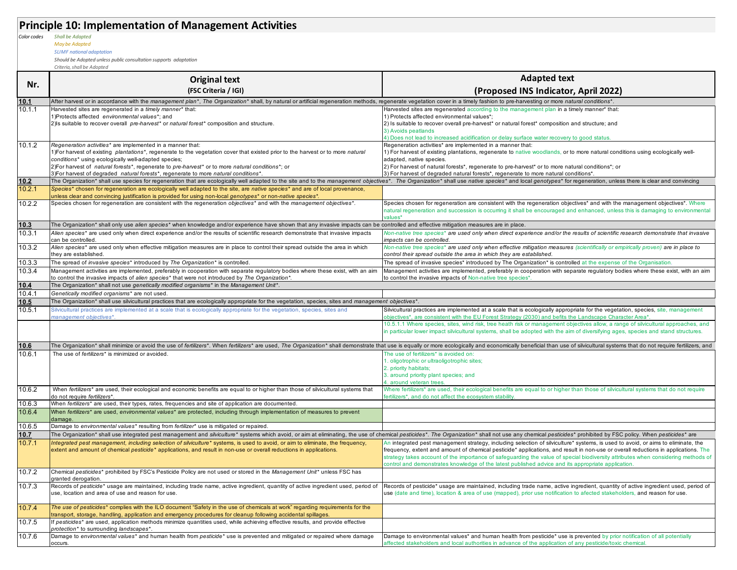# Principle 10: Implementation of Management Activities

*Color codes*

*Shall be Adapted*
*May be Adapted*
*SLIMF national adaptation*
*Should be Adopted unless public consultation supports adaptation*
*Criteria, shall be Adapted*

| Nr. | Original text (FSC Criteria / IGI) | Adapted text (Proposed INS Indicator, April 2022) |
|---|---|---|
| **10.1** | After harvest or in accordance with the *management plan*\*, *The Organization*\* shall, by natural or artificial regeneration methods, regenerate vegetation cover in a timely fashion to pre-harvesting or more *natural conditions*\*. | |
| 10.1.1 | Harvested sites are regenerated in a *timely manner*\* that:<br>1)Protects affected *environmental values*\*; and<br>2)Is suitable to recover overall *pre-harvest*\* or *natural forest*\* composition and structure. | Harvested sites are regenerated according to the management plan in a timely manner\* that:<br>1) Protects affected environmental values\*;<br>2) Is suitable to recover overall pre-harvest\* or natural forest\* composition and structure; and<br>3) Avoids peatlands<br>4) Does not lead to increased acidification or delay surface water recovery to good status. |
| 10.1.2 | *Regeneration activities*\* are implemented in a manner that:<br>1)For harvest of existing *plantations*\*, regenerate to the vegetation cover that existed prior to the harvest or to more *natural conditions*\* using ecologically well-adapted species;<br>2)For harvest of *natural forests*\*, regenerate to *pre-harvest*\* or to more *natural conditions*\*; or<br>3)For harvest of degraded *natural forests*\*, regenerate to more *natural conditions*\*. | Regeneration activities\* are implemented in a manner that:<br>1) For harvest of existing plantations, regenerate to native woodlands, or to more natural conditions using ecologically well-adapted, native species.<br>2) For harvest of natural forests\*, regenerate to pre-harvest\* or to more natural conditions\*; or<br>3) For harvest of degraded natural forests\*, regenerate to more natural conditions\*. |
| **10.2** | The Organization\* shall use species for regeneration that are ecologically well adapted to the site and to the *management objectives*\*. *The Organization*\* shall use *native species*\* and local *genotypes*\* for regeneration, unless there is clear and convincing | |
| 10.2.1 | *Species*\* chosen for regeneration are ecologically well adapted to the site, are *native species*\* and are of local provenance, unless clear and convincing justification is provided for using non-local *genotypes*\* or non-*native species*\*. | |
| 10.2.2 | Species chosen for regeneration are consistent with the regeneration *objectives*\* and with the *management objectives*\*. | Species chosen for regeneration are consistent with the regeneration objectives\* and with the management objectives\*. Where natural regeneration and succession is occurring it shall be encouraged and enhanced, unless this is damaging to environmental values\* |
| **10.3** | The Organization\* shall only use *alien species*\* when knowledge and/or experience have shown that any invasive impacts can be controlled and effective mitigation measures are in place. | |
| 10.3.1 | *Alien species*\* are used only when direct experience and/or the results of scientific research demonstrate that invasive impacts can be controlled. | *Non-native tree species*\* *are used only when direct experience and/or the results of scientific research demonstrate that invasive impacts can be controlled.* |
| 10.3.2 | *Alien species*\* are used only when effective mitigation measures are in place to control their spread outside the area in which they are established. | *Non-native tree species*\* *are used only when effective mitigation measures (scientifically or empirically proven) are in place to control their spread outside the area in which they are established.* |
| 10.3.3 | The spread of *invasive species*\* introduced by *The Organization*\* is controlled. | The spread of invasive species\* introduced by The Organization\* is controlled at the expense of the Organisation. |
| 10.3.4 | Management activities are implemented, preferably in cooperation with separate regulatory bodies where these exist, with an aim to control the invasive impacts of *alien species*\* that were not introduced by *The Organization*\*. | Management activities are implemented, preferably in cooperation with separate regulatory bodies where these exist, with an aim to control the invasive impacts of Non-native tree species\*. |
| **10.4** | The Organization\* shall not use *genetically modified organisms*\* in the *Management Unit*\*. | |
| 10.4.1 | *Genetically modified organisms*\* are not used. | |
| **10.5** | The Organization\* shall use silvicultural practices that are ecologically appropriate for the vegetation, species, sites and *management objectives*\*. | |
| 10.5.1 | Silvicultural practices are implemented at a scale that is ecologically appropriate for the vegetation, species, sites and *management objectives*\*. | Silvicultural practices are implemented at a scale that is ecologically appropriate for the vegetation, species, site, management objectives\*, are consistent with the EU Forest Strategy (2030) and befits the Landscape Character Area\*. |
| | | 10.5.1.1 Where species, sites, wind risk, tree health risk or management objectives allow, a range of silvicultural approaches, and in particular lower impact silvicultural systems, shall be adopted with the aim of diversifying ages, species and stand structures. |
| **10.6** | The Organization\* shall minimize or avoid the use of *fertilizers*\*. When *fertilizers*\* are used, *The Organization*\* shall demonstrate that use is equally or more ecologically and economically beneficial than use of silvicultural systems that do not require fertilizers, and | |
| 10.6.1 | The use of *fertilizers*\* is minimized or avoided. | The use of fertilizers\* is avoided on:<br>1. oligotrophic or ultraoligotrophic sites;<br>2. priority habitats;<br>3. around priority plant species; and<br>4. around veteran trees. |
| 10.6.2 | When *fertilizers*\* are used, their ecological and economic benefits are equal to or higher than those of silvicultural systems that do not require *fertilizers*\*. | Where fertilizers\* are used, their ecological benefits are equal to or higher than those of silvicultural systems that do not require fertilizers\*, and do not affect the ecosystem stability. |
| 10.6.3 | When *fertilizers*\* are used, their types, rates, frequencies and site of application are documented. | |
| 10.6.4 | When *fertilizers*\* are used, *environmental values*\* are protected, including through implementation of measures to prevent damage. | |
| 10.6.5 | Damage to *environmental values*\* resulting from *fertilizer*\* use is mitigated or repaired. | |
| **10.7** | The Organization\* shall use integrated pest management and *silviculture*\* systems which avoid, or aim at eliminating, the use of chemical *pesticides*\*. *The Organization*\* shall not use any chemical *pesticides*\* prohibited by FSC policy. When *pesticides*\* are | |
| 10.7.1 | *Integrated pest management, including selection of silviculture*\* systems, is used to avoid, or aim to eliminate, the frequency, extent and amount of chemical *pesticide*\* applications, and result in non-use or overall reductions in applications. | An integrated pest management strategy, including selection of silviculture\* systems, is used to avoid, or aims to eliminate, the frequency, extent and amount of chemical pesticide\* applications, and result in non-use or overall reductions in applications. The strategy takes account of the importance of safeguarding the value of special biodiversity attributes when considering methods of control and demonstrates knowledge of the latest published advice and its appropriate application. |
| 10.7.2 | Chemical *pesticides*\* prohibited by FSC's Pesticide Policy are not used or stored in the *Management Unit*\* unless FSC has granted derogation. | |
| 10.7.3 | Records of *pesticide*\* usage are maintained, including trade name, active ingredient, quantity of active ingredient used, period of use, location and area of use and reason for use. | Records of pesticide\* usage are maintained, including trade name, active ingredient, quantity of active ingredient used, period of use (date and time), location & area of use (mapped), prior use notification to afected stakeholders, and reason for use. |
| 10.7.4 | *The use of pesticides*\* complies with the ILO document "Safety in the use of chemicals at work" regarding requirements for the transport, storage, handling, application and emergency procedures for cleanup following accidental spillages. | |
| 10.7.5 | If *pesticides*\* are used, application methods minimize quantities used, while achieving effective results, and provide effective *protection*\* to surrounding *landscapes*\*. | |
| 10.7.6 | Damage to *environmental values*\* and human health from *pesticide*\* use is prevented and mitigated or repaired where damage occurs. | Damage to environmental values\* and human health from pesticide\* use is prevented by prior notification of all potentially affected stakeholders and local authorities in advance of the application of any pesticide/toxic chemical. |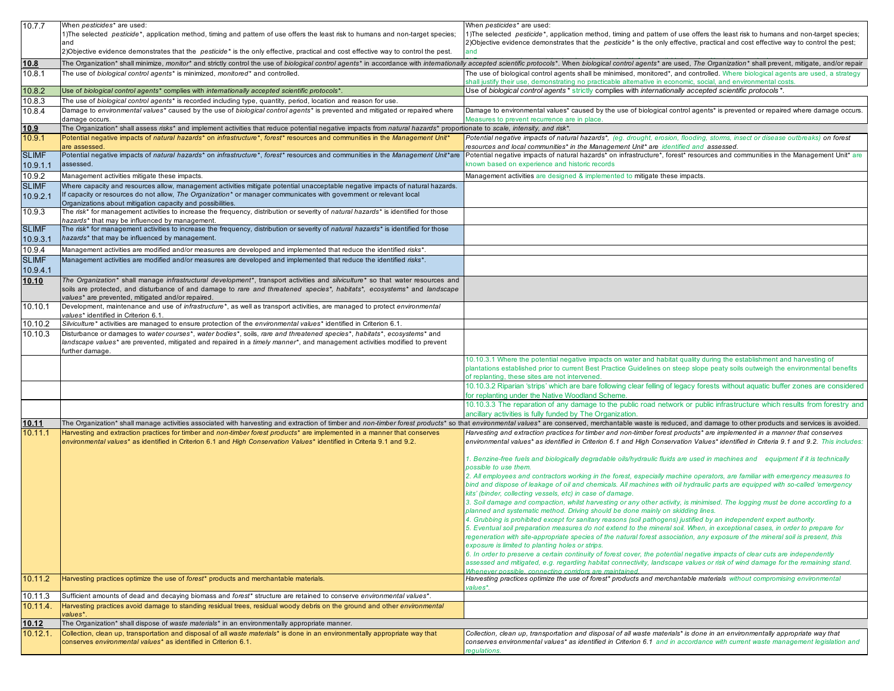| | | |
|---|---|---|
| 10.7.7 | When *pesticides** are used:<br>1)The selected *pesticide**, application method, timing and pattern of use offers the least risk to humans and non-target species; and<br>2)Objective evidence demonstrates that the *pesticide** is the only effective, practical and cost effective way to control the pest. | When *pesticides** are used:<br>1)The selected *pesticide**, application method, timing and pattern of use offers the least risk to humans and non-target species;<br>2)Objective evidence demonstrates that the *pesticide** is the only effective, practical and cost effective way to control the pest; and |
| **10.8** | The Organization* shall minimize, *monitor** and strictly control the use of *biological control agents** in accordance with *internationally accepted scientific protocols**. When *biological control agents** are used, *The Organization** shall prevent, mitigate, and/or repair | |
| 10.8.1 | The use of *biological control agents** is minimized, *monitored** and controlled. | The use of biological control agents shall be minimised, monitored*, and controlled. Where biological agents are used, a strategy shall justify their use, demonstrating no practicable alternative in economic, social, and environmental costs. |
| 10.8.2 | Use of *biological control agents** complies with *internationally accepted scientific protocols**. | Use of *biological control agents** strictly complies with *internationally accepted scientific protocols**. |
| 10.8.3 | The use of *biological control agents** is recorded including type, quantity, period, location and reason for use. | |
| 10.8.4 | Damage to *environmental values** caused by the use of *biological control agents** is prevented and mitigated or repaired where damage occurs. | Damage to environmental values* caused by the use of biological control agents* is prevented or repaired where damage occurs. Measures to prevent recurrence are in place. |
| **10.9** | The Organization* shall assess *risks** and implement activities that reduce potential negative impacts from *natural hazards** proportionate to *scale, intensity, and risk**. | |
| 10.9.1 | Potential negative impacts of *natural hazards** on *infrastructure**, *forest** resources and communities in the *Management Unit** are assessed. | *Potential negative impacts of natural hazards*, (eg. drought, erosion, flooding, storms, insect or disease outbreaks) on forest resources and local communities* in the Management Unit* are identified and assessed.* |
| SLIMF 10.9.1.1 | Potential negative impacts of *natural hazards** on *infrastructure**, *forest** resources and communities in the *Management Unit** are assessed. | Potential negative impacts of natural hazards* on infrastructure*, forest* resources and communities in the Management Unit* are known based on experience and historic records |
| 10.9.2 | Management activities mitigate these impacts. | Management activities are designed & implemented to mitigate these impacts. |
| SLIMF 10.9.2.1 | Where capacity and resources allow, management activities mitigate potential unacceptable negative impacts of natural hazards. If capacity or resources do not allow, *The Organization** or manager communicates with government or relevant local Organizations about mitigation capacity and possibilities. | |
| 10.9.3 | The *risk** for management activities to increase the frequency, distribution or severity of *natural hazards** is identified for those *hazards** that may be influenced by management. | |
| SLIMF 10.9.3.1 | The *risk** for management activities to increase the frequency, distribution or severity of *natural hazards** is identified for those *hazards** that may be influenced by management. | |
| 10.9.4 | Management activities are modified and/or measures are developed and implemented that reduce the identified *risks**. | |
| SLIMF 10.9.4.1 | Management activities are modified and/or measures are developed and implemented that reduce the identified *risks**. | |
| **10.10** | *The Organization** shall manage *infrastructural development**, transport activities and *silviculture** so that water resources and soils are protected, and disturbance of and damage to *rare and threatened species**, *habitats**, *ecosystems** and *landscape values** are prevented, mitigated and/or repaired. | |
| 10.10.1 | Development, maintenance and use of *infrastructure**, as well as transport activities, are managed to protect *environmental values** identified in Criterion 6.1. | |
| 10.10.2 | *Silviculture** activities are managed to ensure protection of the *environmental values** identified in Criterion 6.1. | |
| 10.10.3 | Disturbance or damages to *water courses**, *water bodies**, soils, *rare and threatened species**, *habitats**, *ecosystems** and *landscape values** are prevented, mitigated and repaired in a *timely manner**, and management activities modified to prevent further damage. | |
| | | 10.10.3.1 Where the potential negative impacts on water and habitat quality during the establishment and harvesting of plantations established prior to current Best Practice Guidelines on steep slope peaty soils outweigh the environmental benefits of replanting, these sites are not intervened. |
| | | 10.10.3.2 Riparian 'strips' which are bare following clear felling of legacy forests without aquatic buffer zones are considered for replanting under the Native Woodland Scheme. |
| | | 10.10.3.3 The reparation of any damage to the public road network or public infrastructure which results from forestry and ancillary activities is fully funded by The Organization. |
| **10.11** | The Organization* shall manage activities associated with harvesting and extraction of timber and *non-timber forest products** so that *environmental values** are conserved, merchantable waste is reduced, and damage to other products and services is avoided. | |
| 10.11.1 | Harvesting and extraction practices for timber and *non-timber forest products** are implemented in a manner that conserves *environmental values** as identified in Criterion 6.1 and *High Conservation Values** identified in Criteria 9.1 and 9.2. | *Harvesting and extraction practices for timber and non-timber forest products* are implemented in a manner that conserves environmental values* as identified in Criterion 6.1 and High Conservation Values* identified in Criteria 9.1 and 9.2. This includes:*<br><br>*1. Benzine-free fuels and biologically degradable oils/hydraulic fluids are used in machines and equipment if it is technically possible to use them.*<br>*2. All employees and contractors working in the forest, especially machine operators, are familiar with emergency measures to bind and dispose of leakage of oil and chemicals. All machines with oil hydraulic parts are equipped with so-called 'emergency kits' (binder, collecting vessels, etc) in case of damage.*<br>*3. Soil damage and compaction, whilst harvesting or any other activity, is minimised. The logging must be done according to a planned and systematic method. Driving should be done mainly on skidding lines.*<br>*4. Grubbing is prohibited except for sanitary reasons (soil pathogens) justified by an independent expert authority.*<br>*5. Eventual soil preparation measures do not extend to the mineral soil. When, in exceptional cases, in order to prepare for regeneration with site-appropriate species of the natural forest association, any exposure of the mineral soil is present, this exposure is limited to planting holes or strips.*<br>*6. In order to preserve a certain continuity of forest cover, the potential negative impacts of clear cuts are independently assessed and mitigated, e.g. regarding habitat connectivity, landscape values or risk of wind damage for the remaining stand. Whenever possible, connecting corridors are maintained.* |
| 10.11.2 | Harvesting practices optimize the use of *forest** products and merchantable materials. | *Harvesting practices optimize the use of forest* products and merchantable materials without compromising environmental values*.* |
| 10.11.3 | Sufficient amounts of dead and decaying biomass and *forest** structure are retained to conserve *environmental values**. | |
| 10.11.4. | Harvesting practices avoid damage to standing residual trees, residual woody debris on the ground and other *environmental values**. | |
| **10.12** | The Organization* shall dispose of *waste materials** in an environmentally appropriate manner. | |
| 10.12.1. | Collection, clean up, transportation and disposal of all *waste materials** is done in an environmentally appropriate way that conserves *environmental values** as identified in Criterion 6.1. | *Collection, clean up, transportation and disposal of all waste materials* is done in an environmentally appropriate way that conserves environmental values* as identified in Criterion 6.1 and in accordance with current waste management legislation and regulations.* |